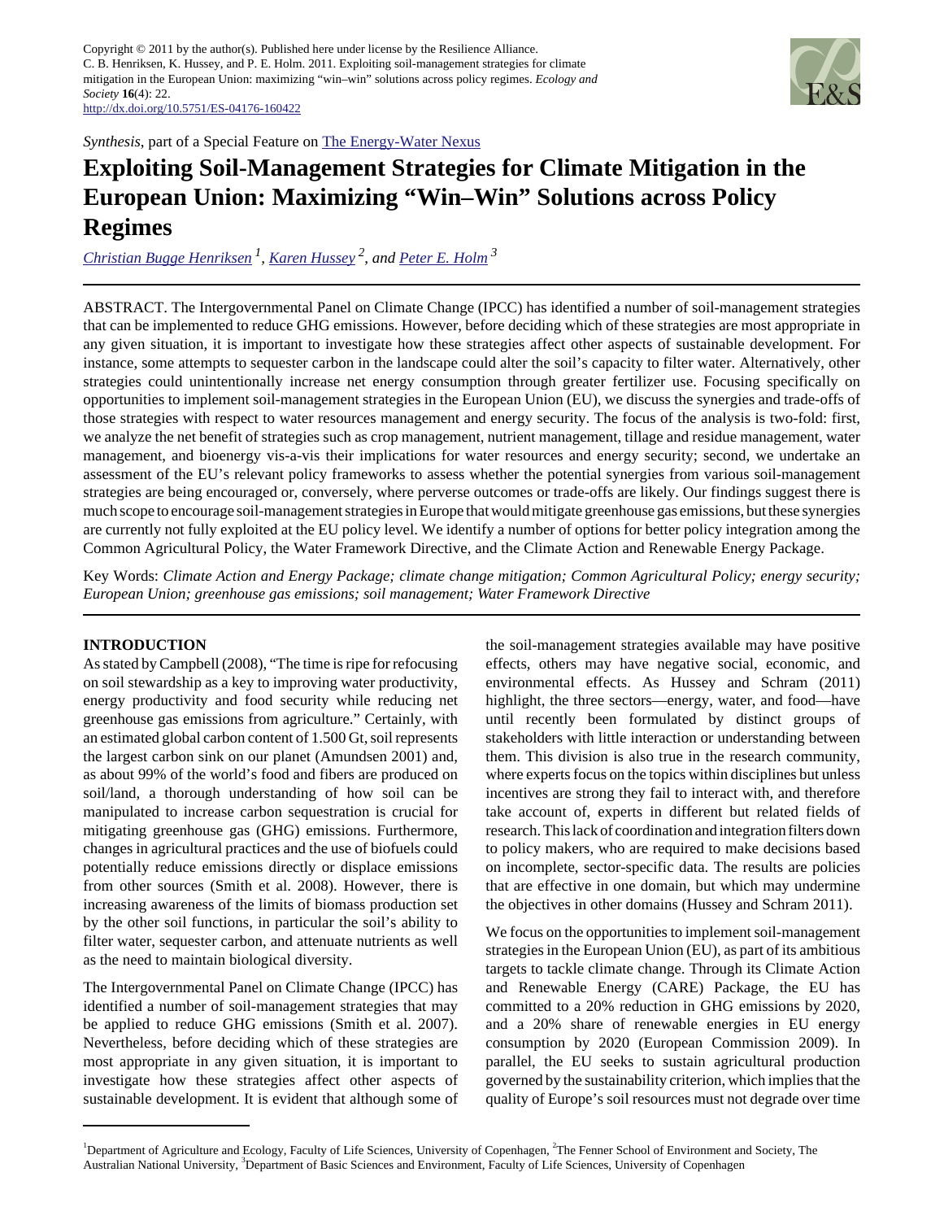Copyright © 2011 by the author(s). Published here under license by the Resilience Alliance.
C. B. Henriksen, K. Hussey, and P. E. Holm. 2011. Exploiting soil-management strategies for climate mitigation in the European Union: maximizing "win–win" solutions across policy regimes. *Ecology and Society* **16**(4): 22.
http://dx.doi.org/10.5751/ES-04176-160422

*Synthesis*, part of a Special Feature on The Energy-Water Nexus

# Exploiting Soil-Management Strategies for Climate Mitigation in the European Union: Maximizing "Win–Win" Solutions across Policy Regimes

*Christian Bugge Henriksen* [1], *Karen Hussey* [2], *and Peter E. Holm* [3]

ABSTRACT. The Intergovernmental Panel on Climate Change (IPCC) has identified a number of soil-management strategies that can be implemented to reduce GHG emissions. However, before deciding which of these strategies are most appropriate in any given situation, it is important to investigate how these strategies affect other aspects of sustainable development. For instance, some attempts to sequester carbon in the landscape could alter the soil's capacity to filter water. Alternatively, other strategies could unintentionally increase net energy consumption through greater fertilizer use. Focusing specifically on opportunities to implement soil-management strategies in the European Union (EU), we discuss the synergies and trade-offs of those strategies with respect to water resources management and energy security. The focus of the analysis is two-fold: first, we analyze the net benefit of strategies such as crop management, nutrient management, tillage and residue management, water management, and bioenergy vis-a-vis their implications for water resources and energy security; second, we undertake an assessment of the EU's relevant policy frameworks to assess whether the potential synergies from various soil-management strategies are being encouraged or, conversely, where perverse outcomes or trade-offs are likely. Our findings suggest there is much scope to encourage soil-management strategies in Europe that would mitigate greenhouse gas emissions, but these synergies are currently not fully exploited at the EU policy level. We identify a number of options for better policy integration among the Common Agricultural Policy, the Water Framework Directive, and the Climate Action and Renewable Energy Package.

Key Words: *Climate Action and Energy Package; climate change mitigation; Common Agricultural Policy; energy security; European Union; greenhouse gas emissions; soil management; Water Framework Directive*

## INTRODUCTION

As stated by Campbell (2008), "The time is ripe for refocusing on soil stewardship as a key to improving water productivity, energy productivity and food security while reducing net greenhouse gas emissions from agriculture." Certainly, with an estimated global carbon content of 1.500 Gt, soil represents the largest carbon sink on our planet (Amundsen 2001) and, as about 99% of the world's food and fibers are produced on soil/land, a thorough understanding of how soil can be manipulated to increase carbon sequestration is crucial for mitigating greenhouse gas (GHG) emissions. Furthermore, changes in agricultural practices and the use of biofuels could potentially reduce emissions directly or displace emissions from other sources (Smith et al. 2008). However, there is increasing awareness of the limits of biomass production set by the other soil functions, in particular the soil's ability to filter water, sequester carbon, and attenuate nutrients as well as the need to maintain biological diversity.

The Intergovernmental Panel on Climate Change (IPCC) has identified a number of soil-management strategies that may be applied to reduce GHG emissions (Smith et al. 2007). Nevertheless, before deciding which of these strategies are most appropriate in any given situation, it is important to investigate how these strategies affect other aspects of sustainable development. It is evident that although some of the soil-management strategies available may have positive effects, others may have negative social, economic, and environmental effects. As Hussey and Schram (2011) highlight, the three sectors—energy, water, and food—have until recently been formulated by distinct groups of stakeholders with little interaction or understanding between them. This division is also true in the research community, where experts focus on the topics within disciplines but unless incentives are strong they fail to interact with, and therefore take account of, experts in different but related fields of research. This lack of coordination and integration filters down to policy makers, who are required to make decisions based on incomplete, sector-specific data. The results are policies that are effective in one domain, but which may undermine the objectives in other domains (Hussey and Schram 2011).

We focus on the opportunities to implement soil-management strategies in the European Union (EU), as part of its ambitious targets to tackle climate change. Through its Climate Action and Renewable Energy (CARE) Package, the EU has committed to a 20% reduction in GHG emissions by 2020, and a 20% share of renewable energies in EU energy consumption by 2020 (European Commission 2009). In parallel, the EU seeks to sustain agricultural production governed by the sustainability criterion, which implies that the quality of Europe's soil resources must not degrade over time

[1]Department of Agriculture and Ecology, Faculty of Life Sciences, University of Copenhagen, [2]The Fenner School of Environment and Society, The Australian National University, [3]Department of Basic Sciences and Environment, Faculty of Life Sciences, University of Copenhagen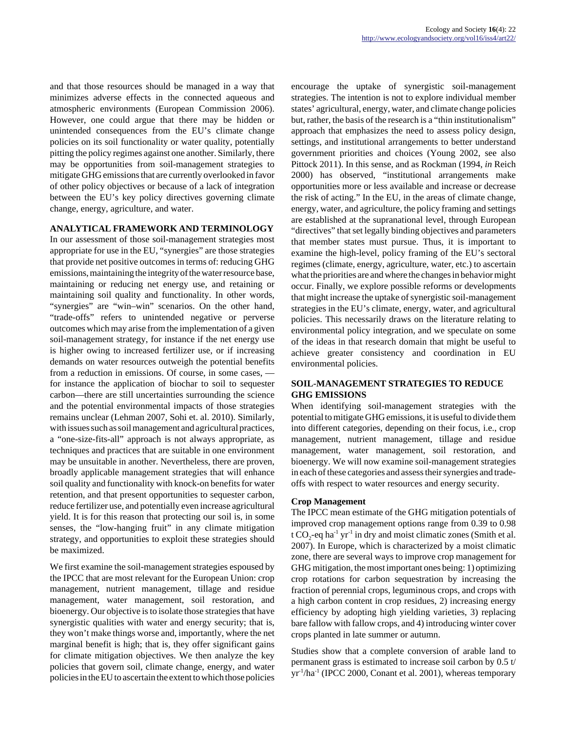and that those resources should be managed in a way that minimizes adverse effects in the connected aqueous and atmospheric environments (European Commission 2006). However, one could argue that there may be hidden or unintended consequences from the EU's climate change policies on its soil functionality or water quality, potentially pitting the policy regimes against one another. Similarly, there may be opportunities from soil-management strategies to mitigate GHG emissions that are currently overlooked in favor of other policy objectives or because of a lack of integration between the EU's key policy directives governing climate change, energy, agriculture, and water.

## ANALYTICAL FRAMEWORK AND TERMINOLOGY

In our assessment of those soil-management strategies most appropriate for use in the EU, "synergies" are those strategies that provide net positive outcomes in terms of: reducing GHG emissions, maintaining the integrity of the water resource base, maintaining or reducing net energy use, and retaining or maintaining soil quality and functionality. In other words, "synergies" are "win–win" scenarios. On the other hand, "trade-offs" refers to unintended negative or perverse outcomes which may arise from the implementation of a given soil-management strategy, for instance if the net energy use is higher owing to increased fertilizer use, or if increasing demands on water resources outweigh the potential benefits from a reduction in emissions. Of course, in some cases, — for instance the application of biochar to soil to sequester carbon—there are still uncertainties surrounding the science and the potential environmental impacts of those strategies remains unclear (Lehman 2007, Sohi et. al. 2010). Similarly, with issues such as soil management and agricultural practices, a "one-size-fits-all" approach is not always appropriate, as techniques and practices that are suitable in one environment may be unsuitable in another. Nevertheless, there are proven, broadly applicable management strategies that will enhance soil quality and functionality with knock-on benefits for water retention, and that present opportunities to sequester carbon, reduce fertilizer use, and potentially even increase agricultural yield. It is for this reason that protecting our soil is, in some senses, the "low-hanging fruit" in any climate mitigation strategy, and opportunities to exploit these strategies should be maximized.

We first examine the soil-management strategies espoused by the IPCC that are most relevant for the European Union: crop management, nutrient management, tillage and residue management, water management, soil restoration, and bioenergy. Our objective is to isolate those strategies that have synergistic qualities with water and energy security; that is, they won't make things worse and, importantly, where the net marginal benefit is high; that is, they offer significant gains for climate mitigation objectives. We then analyze the key policies that govern soil, climate change, energy, and water policies in the EU to ascertain the extent to which those policies encourage the uptake of synergistic soil-management strategies. The intention is not to explore individual member states' agricultural, energy, water, and climate change policies but, rather, the basis of the research is a "thin institutionalism" approach that emphasizes the need to assess policy design, settings, and institutional arrangements to better understand government priorities and choices (Young 2002, see also Pittock 2011). In this sense, and as Rockman (1994, *in* Reich 2000) has observed, "institutional arrangements make opportunities more or less available and increase or decrease the risk of acting." In the EU, in the areas of climate change, energy, water, and agriculture, the policy framing and settings are established at the supranational level, through European "directives" that set legally binding objectives and parameters that member states must pursue. Thus, it is important to examine the high-level, policy framing of the EU's sectoral regimes (climate, energy, agriculture, water, etc.) to ascertain what the priorities are and where the changes in behavior might occur. Finally, we explore possible reforms or developments that might increase the uptake of synergistic soil-management strategies in the EU's climate, energy, water, and agricultural policies. This necessarily draws on the literature relating to environmental policy integration, and we speculate on some of the ideas in that research domain that might be useful to achieve greater consistency and coordination in EU environmental policies.

## SOIL-MANAGEMENT STRATEGIES TO REDUCE GHG EMISSIONS

When identifying soil-management strategies with the potential to mitigate GHG emissions, it is useful to divide them into different categories, depending on their focus, i.e., crop management, nutrient management, tillage and residue management, water management, soil restoration, and bioenergy. We will now examine soil-management strategies in each of these categories and assess their synergies and trade-offs with respect to water resources and energy security.

### Crop Management

The IPCC mean estimate of the GHG mitigation potentials of improved crop management options range from 0.39 to 0.98 t $CO_2$-eq $ha^{-1}$ $yr^{-1}$ in dry and moist climatic zones (Smith et al. 2007). In Europe, which is characterized by a moist climatic zone, there are several ways to improve crop management for GHG mitigation, the most important ones being: 1) optimizing crop rotations for carbon sequestration by increasing the fraction of perennial crops, leguminous crops, and crops with a high carbon content in crop residues, 2) increasing energy efficiency by adopting high yielding varieties, 3) replacing bare fallow with fallow crops, and 4) introducing winter cover crops planted in late summer or autumn.

Studies show that a complete conversion of arable land to permanent grass is estimated to increase soil carbon by 0.5 t/$yr^{-1}$/$ha^{-1}$ (IPCC 2000, Conant et al. 2001), whereas temporary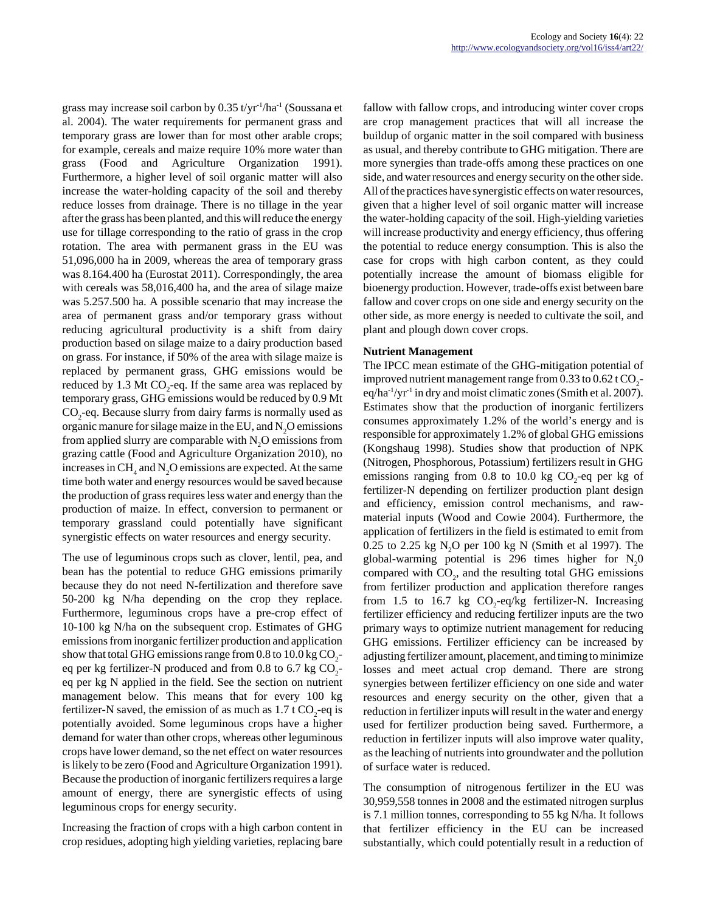grass may increase soil carbon by 0.35 $t/yr^{-1}/ha^{-1}$ (Soussana et al. 2004). The water requirements for permanent grass and temporary grass are lower than for most other arable crops; for example, cereals and maize require 10% more water than grass (Food and Agriculture Organization 1991). Furthermore, a higher level of soil organic matter will also increase the water-holding capacity of the soil and thereby reduce losses from drainage. There is no tillage in the year after the grass has been planted, and this will reduce the energy use for tillage corresponding to the ratio of grass in the crop rotation. The area with permanent grass in the EU was 51,096,000 ha in 2009, whereas the area of temporary grass was 8.164.400 ha (Eurostat 2011). Correspondingly, the area with cereals was 58,016,400 ha, and the area of silage maize was 5.257.500 ha. A possible scenario that may increase the area of permanent grass and/or temporary grass without reducing agricultural productivity is a shift from dairy production based on silage maize to a dairy production based on grass. For instance, if 50% of the area with silage maize is replaced by permanent grass, GHG emissions would be reduced by 1.3 Mt $CO_2$-eq. If the same area was replaced by temporary grass, GHG emissions would be reduced by 0.9 Mt $CO_2$-eq. Because slurry from dairy farms is normally used as organic manure for silage maize in the EU, and $N_2O$ emissions from applied slurry are comparable with $N_2O$ emissions from grazing cattle (Food and Agriculture Organization 2010), no increases in $CH_4$ and $N_2O$ emissions are expected. At the same time both water and energy resources would be saved because the production of grass requires less water and energy than the production of maize. In effect, conversion to permanent or temporary grassland could potentially have significant synergistic effects on water resources and energy security.

The use of leguminous crops such as clover, lentil, pea, and bean has the potential to reduce GHG emissions primarily because they do not need N-fertilization and therefore save 50-200 kg N/ha depending on the crop they replace. Furthermore, leguminous crops have a pre-crop effect of 10-100 kg N/ha on the subsequent crop. Estimates of GHG emissions from inorganic fertilizer production and application show that total GHG emissions range from 0.8 to 10.0 kg $CO_2$-eq per kg fertilizer-N produced and from 0.8 to 6.7 kg $CO_2$-eq per kg N applied in the field. See the section on nutrient management below. This means that for every 100 kg fertilizer-N saved, the emission of as much as 1.7 t $CO_2$-eq is potentially avoided. Some leguminous crops have a higher demand for water than other crops, whereas other leguminous crops have lower demand, so the net effect on water resources is likely to be zero (Food and Agriculture Organization 1991). Because the production of inorganic fertilizers requires a large amount of energy, there are synergistic effects of using leguminous crops for energy security.

Increasing the fraction of crops with a high carbon content in crop residues, adopting high yielding varieties, replacing bare fallow with fallow crops, and introducing winter cover crops are crop management practices that will all increase the buildup of organic matter in the soil compared with business as usual, and thereby contribute to GHG mitigation. There are more synergies than trade-offs among these practices on one side, and water resources and energy security on the other side. All of the practices have synergistic effects on water resources, given that a higher level of soil organic matter will increase the water-holding capacity of the soil. High-yielding varieties will increase productivity and energy efficiency, thus offering the potential to reduce energy consumption. This is also the case for crops with high carbon content, as they could potentially increase the amount of biomass eligible for bioenergy production. However, trade-offs exist between bare fallow and cover crops on one side and energy security on the other side, as more energy is needed to cultivate the soil, and plant and plough down cover crops.

**Nutrient Management**

The IPCC mean estimate of the GHG-mitigation potential of improved nutrient management range from 0.33 to 0.62 t $CO_2$-$eq/ha^{-1}/yr^{-1}$ in dry and moist climatic zones (Smith et al. 2007). Estimates show that the production of inorganic fertilizers consumes approximately 1.2% of the world's energy and is responsible for approximately 1.2% of global GHG emissions (Kongshaug 1998). Studies show that production of NPK (Nitrogen, Phosphorous, Potassium) fertilizers result in GHG emissions ranging from 0.8 to 10.0 kg $CO_2$-eq per kg of fertilizer-N depending on fertilizer production plant design and efficiency, emission control mechanisms, and raw-material inputs (Wood and Cowie 2004). Furthermore, the application of fertilizers in the field is estimated to emit from 0.25 to 2.25 kg $N_2O$ per 100 kg N (Smith et al 1997). The global-warming potential is 296 times higher for $N_20$ compared with $CO_2$, and the resulting total GHG emissions from fertilizer production and application therefore ranges from 1.5 to 16.7 kg $CO_2$-eq/kg fertilizer-N. Increasing fertilizer efficiency and reducing fertilizer inputs are the two primary ways to optimize nutrient management for reducing GHG emissions. Fertilizer efficiency can be increased by adjusting fertilizer amount, placement, and timing to minimize losses and meet actual crop demand. There are strong synergies between fertilizer efficiency on one side and water resources and energy security on the other, given that a reduction in fertilizer inputs will result in the water and energy used for fertilizer production being saved. Furthermore, a reduction in fertilizer inputs will also improve water quality, as the leaching of nutrients into groundwater and the pollution of surface water is reduced.

The consumption of nitrogenous fertilizer in the EU was 30,959,558 tonnes in 2008 and the estimated nitrogen surplus is 7.1 million tonnes, corresponding to 55 kg N/ha. It follows that fertilizer efficiency in the EU can be increased substantially, which could potentially result in a reduction of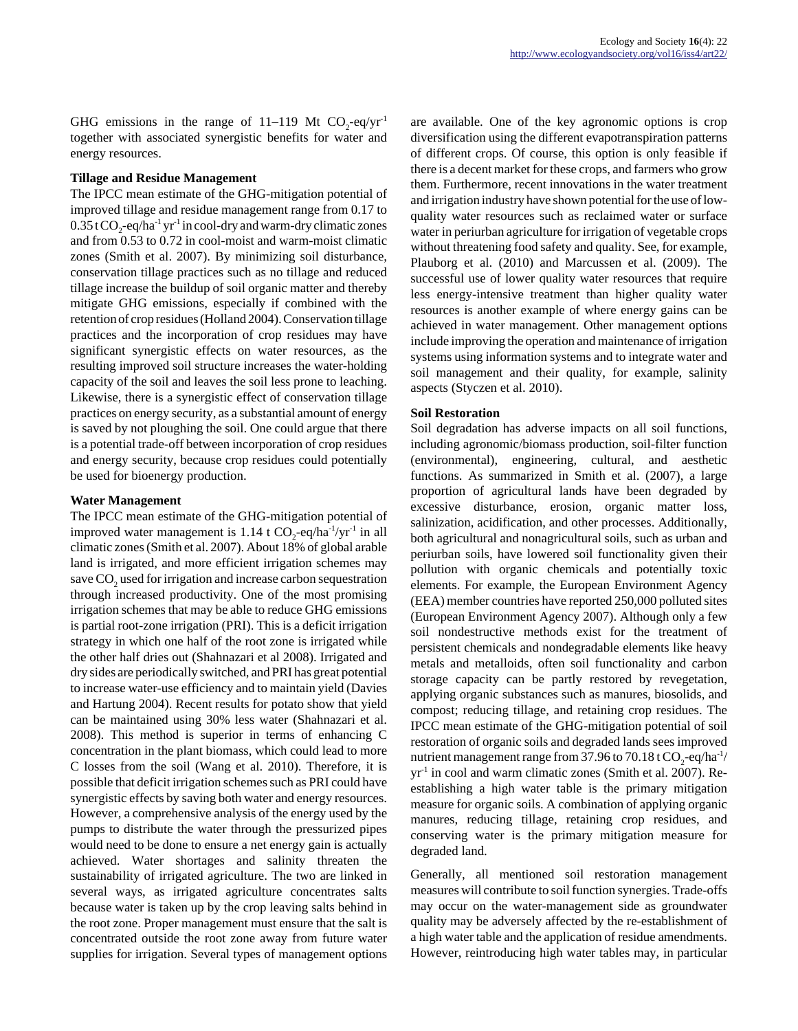GHG emissions in the range of 11–119 Mt $CO_2$-eq/yr$^{-1}$ together with associated synergistic benefits for water and energy resources.

**Tillage and Residue Management**

The IPCC mean estimate of the GHG-mitigation potential of improved tillage and residue management range from 0.17 to 0.35 t $CO_2$-eq/ha$^{-1}$ yr$^{-1}$ in cool-dry and warm-dry climatic zones and from 0.53 to 0.72 in cool-moist and warm-moist climatic zones (Smith et al. 2007). By minimizing soil disturbance, conservation tillage practices such as no tillage and reduced tillage increase the buildup of soil organic matter and thereby mitigate GHG emissions, especially if combined with the retention of crop residues (Holland 2004). Conservation tillage practices and the incorporation of crop residues may have significant synergistic effects on water resources, as the resulting improved soil structure increases the water-holding capacity of the soil and leaves the soil less prone to leaching. Likewise, there is a synergistic effect of conservation tillage practices on energy security, as a substantial amount of energy is saved by not ploughing the soil. One could argue that there is a potential trade-off between incorporation of crop residues and energy security, because crop residues could potentially be used for bioenergy production.

**Water Management**

The IPCC mean estimate of the GHG-mitigation potential of improved water management is 1.14 t $CO_2$-eq/ha$^{-1}$/yr$^{-1}$ in all climatic zones (Smith et al. 2007). About 18% of global arable land is irrigated, and more efficient irrigation schemes may save $CO_2$ used for irrigation and increase carbon sequestration through increased productivity. One of the most promising irrigation schemes that may be able to reduce GHG emissions is partial root-zone irrigation (PRI). This is a deficit irrigation strategy in which one half of the root zone is irrigated while the other half dries out (Shahnazari et al 2008). Irrigated and dry sides are periodically switched, and PRI has great potential to increase water-use efficiency and to maintain yield (Davies and Hartung 2004). Recent results for potato show that yield can be maintained using 30% less water (Shahnazari et al. 2008). This method is superior in terms of enhancing C concentration in the plant biomass, which could lead to more C losses from the soil (Wang et al. 2010). Therefore, it is possible that deficit irrigation schemes such as PRI could have synergistic effects by saving both water and energy resources. However, a comprehensive analysis of the energy used by the pumps to distribute the water through the pressurized pipes would need to be done to ensure a net energy gain is actually achieved. Water shortages and salinity threaten the sustainability of irrigated agriculture. The two are linked in several ways, as irrigated agriculture concentrates salts because water is taken up by the crop leaving salts behind in the root zone. Proper management must ensure that the salt is concentrated outside the root zone away from future water supplies for irrigation. Several types of management options are available. One of the key agronomic options is crop diversification using the different evapotranspiration patterns of different crops. Of course, this option is only feasible if there is a decent market for these crops, and farmers who grow them. Furthermore, recent innovations in the water treatment and irrigation industry have shown potential for the use of low-quality water resources such as reclaimed water or surface water in periurban agriculture for irrigation of vegetable crops without threatening food safety and quality. See, for example, Plauborg et al. (2010) and Marcussen et al. (2009). The successful use of lower quality water resources that require less energy-intensive treatment than higher quality water resources is another example of where energy gains can be achieved in water management. Other management options include improving the operation and maintenance of irrigation systems using information systems and to integrate water and soil management and their quality, for example, salinity aspects (Styczen et al. 2010).

**Soil Restoration**

Soil degradation has adverse impacts on all soil functions, including agronomic/biomass production, soil-filter function (environmental), engineering, cultural, and aesthetic functions. As summarized in Smith et al. (2007), a large proportion of agricultural lands have been degraded by excessive disturbance, erosion, organic matter loss, salinization, acidification, and other processes. Additionally, both agricultural and nonagricultural soils, such as urban and periurban soils, have lowered soil functionality given their pollution with organic chemicals and potentially toxic elements. For example, the European Environment Agency (EEA) member countries have reported 250,000 polluted sites (European Environment Agency 2007). Although only a few soil nondestructive methods exist for the treatment of persistent chemicals and nondegradable elements like heavy metals and metalloids, often soil functionality and carbon storage capacity can be partly restored by revegetation, applying organic substances such as manures, biosolids, and compost; reducing tillage, and retaining crop residues. The IPCC mean estimate of the GHG-mitigation potential of soil restoration of organic soils and degraded lands sees improved nutrient management range from 37.96 to 70.18 t $CO_2$-eq/ha$^{-1}$/yr$^{-1}$ in cool and warm climatic zones (Smith et al. 2007). Re-establishing a high water table is the primary mitigation measure for organic soils. A combination of applying organic manures, reducing tillage, retaining crop residues, and conserving water is the primary mitigation measure for degraded land.

Generally, all mentioned soil restoration management measures will contribute to soil function synergies. Trade-offs may occur on the water-management side as groundwater quality may be adversely affected by the re-establishment of a high water table and the application of residue amendments. However, reintroducing high water tables may, in particular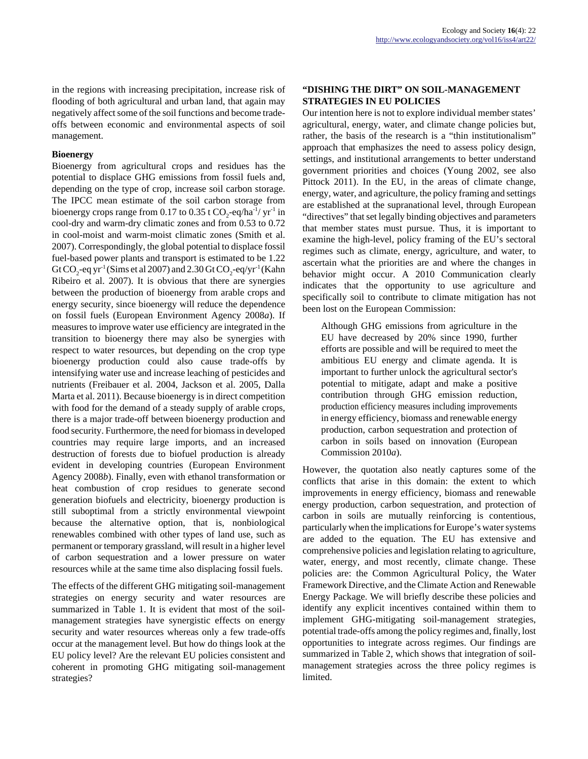in the regions with increasing precipitation, increase risk of flooding of both agricultural and urban land, that again may negatively affect some of the soil functions and become trade-offs between economic and environmental aspects of soil management.

### Bioenergy

Bioenergy from agricultural crops and residues has the potential to displace GHG emissions from fossil fuels and, depending on the type of crop, increase soil carbon storage. The IPCC mean estimate of the soil carbon storage from bioenergy crops range from 0.17 to 0.35 t $CO_2$-eq/ha$^{-1}$/ yr$^{-1}$ in cool-dry and warm-dry climatic zones and from 0.53 to 0.72 in cool-moist and warm-moist climatic zones (Smith et al. 2007). Correspondingly, the global potential to displace fossil fuel-based power plants and transport is estimated to be 1.22 Gt $CO_2$-eq yr$^{-1}$ (Sims et al 2007) and 2.30 Gt $CO_2$-eq/yr$^{-1}$ (Kahn Ribeiro et al. 2007). It is obvious that there are synergies between the production of bioenergy from arable crops and energy security, since bioenergy will reduce the dependence on fossil fuels (European Environment Agency 2008*a*). If measures to improve water use efficiency are integrated in the transition to bioenergy there may also be synergies with respect to water resources, but depending on the crop type bioenergy production could also cause trade-offs by intensifying water use and increase leaching of pesticides and nutrients (Freibauer et al. 2004, Jackson et al. 2005, Dalla Marta et al. 2011). Because bioenergy is in direct competition with food for the demand of a steady supply of arable crops, there is a major trade-off between bioenergy production and food security. Furthermore, the need for biomass in developed countries may require large imports, and an increased destruction of forests due to biofuel production is already evident in developing countries (European Environment Agency 2008*b*). Finally, even with ethanol transformation or heat combustion of crop residues to generate second generation biofuels and electricity, bioenergy production is still suboptimal from a strictly environmental viewpoint because the alternative option, that is, nonbiological renewables combined with other types of land use, such as permanent or temporary grassland, will result in a higher level of carbon sequestration and a lower pressure on water resources while at the same time also displacing fossil fuels.

The effects of the different GHG mitigating soil-management strategies on energy security and water resources are summarized in Table 1. It is evident that most of the soil-management strategies have synergistic effects on energy security and water resources whereas only a few trade-offs occur at the management level. But how do things look at the EU policy level? Are the relevant EU policies consistent and coherent in promoting GHG mitigating soil-management strategies?

## "DISHING THE DIRT" ON SOIL-MANAGEMENT STRATEGIES IN EU POLICIES

Our intention here is not to explore individual member states' agricultural, energy, water, and climate change policies but, rather, the basis of the research is a "thin institutionalism" approach that emphasizes the need to assess policy design, settings, and institutional arrangements to better understand government priorities and choices (Young 2002, see also Pittock 2011). In the EU, in the areas of climate change, energy, water, and agriculture, the policy framing and settings are established at the supranational level, through European "directives" that set legally binding objectives and parameters that member states must pursue. Thus, it is important to examine the high-level, policy framing of the EU's sectoral regimes such as climate, energy, agriculture, and water, to ascertain what the priorities are and where the changes in behavior might occur. A 2010 Communication clearly indicates that the opportunity to use agriculture and specifically soil to contribute to climate mitigation has not been lost on the European Commission:

> Although GHG emissions from agriculture in the EU have decreased by 20% since 1990, further efforts are possible and will be required to meet the ambitious EU energy and climate agenda. It is important to further unlock the agricultural sector's potential to mitigate, adapt and make a positive contribution through GHG emission reduction, production efficiency measures including improvements in energy efficiency, biomass and renewable energy production, carbon sequestration and protection of carbon in soils based on innovation (European Commission 2010*a*).

However, the quotation also neatly captures some of the conflicts that arise in this domain: the extent to which improvements in energy efficiency, biomass and renewable energy production, carbon sequestration, and protection of carbon in soils are mutually reinforcing is contentious, particularly when the implications for Europe's water systems are added to the equation. The EU has extensive and comprehensive policies and legislation relating to agriculture, water, energy, and most recently, climate change. These policies are: the Common Agricultural Policy, the Water Framework Directive, and the Climate Action and Renewable Energy Package. We will briefly describe these policies and identify any explicit incentives contained within them to implement GHG-mitigating soil-management strategies, potential trade-offs among the policy regimes and, finally, lost opportunities to integrate across regimes. Our findings are summarized in Table 2, which shows that integration of soil-management strategies across the three policy regimes is limited.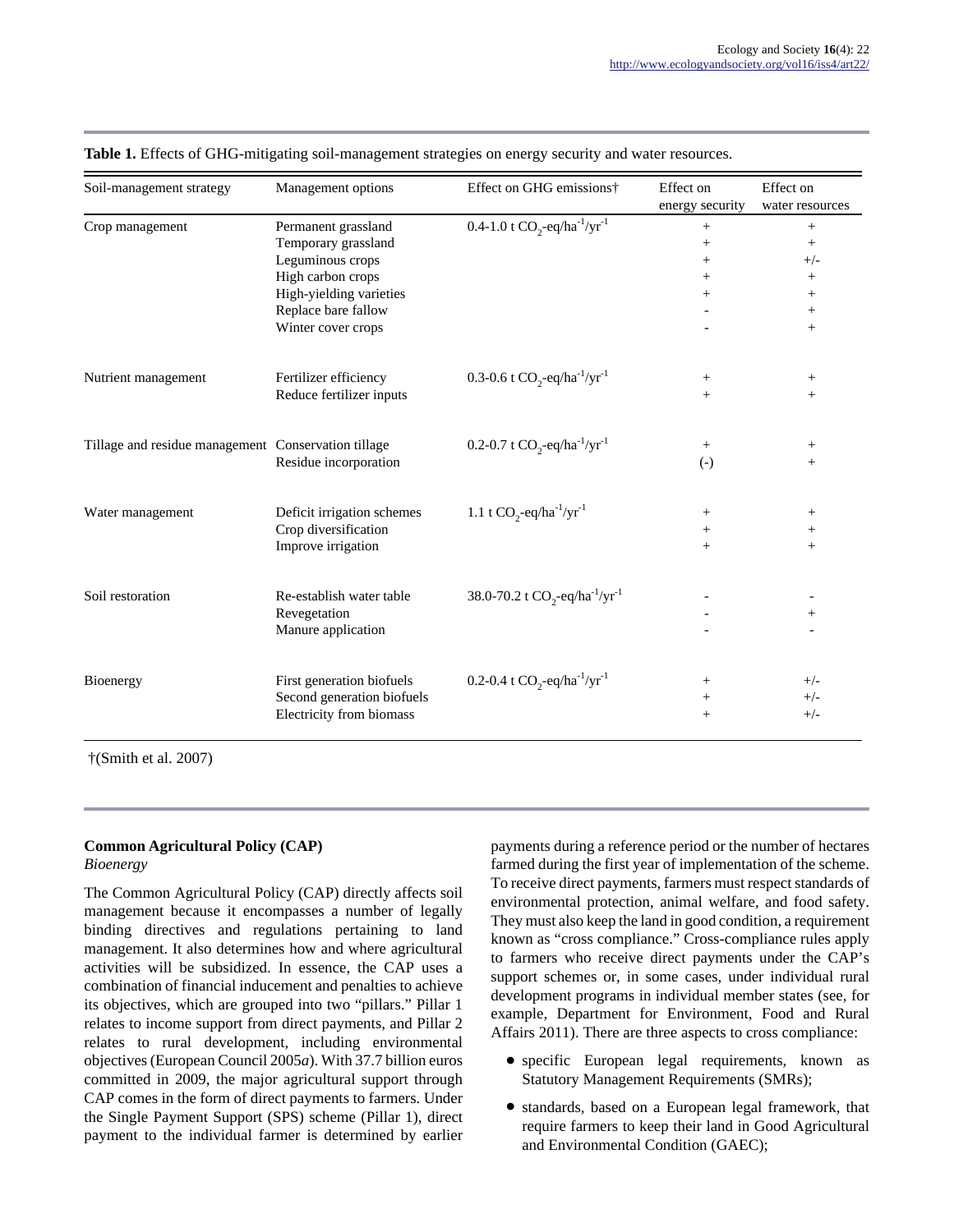**Table 1.** Effects of GHG-mitigating soil-management strategies on energy security and water resources.

| Soil-management strategy | Management options | Effect on GHG emissions† | Effect on energy security | Effect on water resources |
|---|---|---|---|---|
| Crop management | Permanent grassland | 0.4-1.0 t $CO_2$-eq/ha$^{-1}$/yr$^{-1}$ | + | + |
| | Temporary grassland | | + | + |
| | Leguminous crops | | + | +/- |
| | High carbon crops | | + | + |
| | High-yielding varieties | | + | + |
| | Replace bare fallow | | - | + |
| | Winter cover crops | | - | + |
| Nutrient management | Fertilizer efficiency | 0.3-0.6 t $CO_2$-eq/ha$^{-1}$/yr$^{-1}$ | + | + |
| | Reduce fertilizer inputs | | + | + |
| Tillage and residue management | Conservation tillage | 0.2-0.7 t $CO_2$-eq/ha$^{-1}$/yr$^{-1}$ | + | + |
| | Residue incorporation | | (-) | + |
| Water management | Deficit irrigation schemes | 1.1 t $CO_2$-eq/ha$^{-1}$/yr$^{-1}$ | + | + |
| | Crop diversification | | + | + |
| | Improve irrigation | | + | + |
| Soil restoration | Re-establish water table | 38.0-70.2 t $CO_2$-eq/ha$^{-1}$/yr$^{-1}$ | - | - |
| | Revegetation | | - | + |
| | Manure application | | - | - |
| Bioenergy | First generation biofuels | 0.2-0.4 t $CO_2$-eq/ha$^{-1}$/yr$^{-1}$ | + | +/- |
| | Second generation biofuels | | + | +/- |
| | Electricity from biomass | | + | +/- |

†(Smith et al. 2007)

## Common Agricultural Policy (CAP)

*Bioenergy*

The Common Agricultural Policy (CAP) directly affects soil management because it encompasses a number of legally binding directives and regulations pertaining to land management. It also determines how and where agricultural activities will be subsidized. In essence, the CAP uses a combination of financial inducement and penalties to achieve its objectives, which are grouped into two "pillars." Pillar 1 relates to income support from direct payments, and Pillar 2 relates to rural development, including environmental objectives (European Council 2005*a*). With 37.7 billion euros committed in 2009, the major agricultural support through CAP comes in the form of direct payments to farmers. Under the Single Payment Support (SPS) scheme (Pillar 1), direct payment to the individual farmer is determined by earlier payments during a reference period or the number of hectares farmed during the first year of implementation of the scheme. To receive direct payments, farmers must respect standards of environmental protection, animal welfare, and food safety. They must also keep the land in good condition, a requirement known as "cross compliance." Cross-compliance rules apply to farmers who receive direct payments under the CAP's support schemes or, in some cases, under individual rural development programs in individual member states (see, for example, Department for Environment, Food and Rural Affairs 2011). There are three aspects to cross compliance:

- specific European legal requirements, known as Statutory Management Requirements (SMRs);
- standards, based on a European legal framework, that require farmers to keep their land in Good Agricultural and Environmental Condition (GAEC);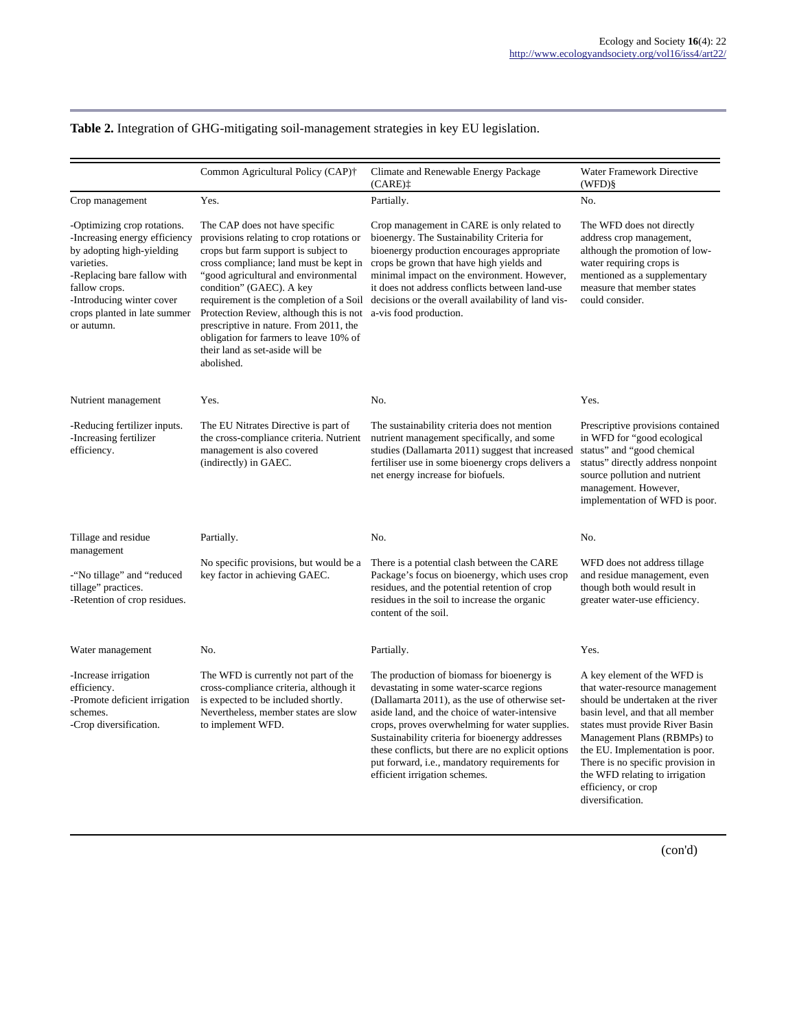**Table 2.** Integration of GHG-mitigating soil-management strategies in key EU legislation.

| | Common Agricultural Policy (CAP)† | Climate and Renewable Energy Package (CARE)‡ | Water Framework Directive (WFD)§ |
|---|---|---|---|
| Crop management | Yes. | Partially. | No. |
| -Optimizing crop rotations.<br>-Increasing energy efficiency by adopting high-yielding varieties.<br>-Replacing bare fallow with fallow crops.<br>-Introducing winter cover crops planted in late summer or autumn. | The CAP does not have specific provisions relating to crop rotations or crops but farm support is subject to cross compliance; land must be kept in "good agricultural and environmental condition" (GAEC). A key requirement is the completion of a Soil Protection Review, although this is not prescriptive in nature. From 2011, the obligation for farmers to leave 10% of their land as set-aside will be abolished. | Crop management in CARE is only related to bioenergy. The Sustainability Criteria for bioenergy production encourages appropriate crops be grown that have high yields and minimal impact on the environment. However, it does not address conflicts between land-use decisions or the overall availability of land vis-a-vis food production. | The WFD does not directly address crop management, although the promotion of low-water requiring crops is mentioned as a supplementary measure that member states could consider. |
| Nutrient management | Yes. | No. | Yes. |
| -Reducing fertilizer inputs.<br>-Increasing fertilizer efficiency. | The EU Nitrates Directive is part of the cross-compliance criteria. Nutrient management is also covered (indirectly) in GAEC. | The sustainability criteria does not mention nutrient management specifically, and some studies (Dallamarta 2011) suggest that increased fertiliser use in some bioenergy crops delivers a net energy increase for biofuels. | Prescriptive provisions contained in WFD for "good ecological status" and "good chemical status" directly address nonpoint source pollution and nutrient management. However, implementation of WFD is poor. |
| Tillage and residue management | Partially. | No. | No. |
| -"No tillage" and "reduced tillage" practices.<br>-Retention of crop residues. | No specific provisions, but would be a key factor in achieving GAEC. | There is a potential clash between the CARE Package's focus on bioenergy, which uses crop residues, and the potential retention of crop residues in the soil to increase the organic content of the soil. | WFD does not address tillage and residue management, even though both would result in greater water-use efficiency. |
| Water management | No. | Partially. | Yes. |
| -Increase irrigation efficiency.<br>-Promote deficient irrigation schemes.<br>-Crop diversification. | The WFD is currently not part of the cross-compliance criteria, although it is expected to be included shortly. Nevertheless, member states are slow to implement WFD. | The production of biomass for bioenergy is devastating in some water-scarce regions (Dallamarta 2011), as the use of otherwise set-aside land, and the choice of water-intensive crops, proves overwhelming for water supplies. Sustainability criteria for bioenergy addresses these conflicts, but there are no explicit options put forward, i.e., mandatory requirements for efficient irrigation schemes. | A key element of the WFD is that water-resource management should be undertaken at the river basin level, and that all member states must provide River Basin Management Plans (RBMPs) to the EU. Implementation is poor. There is no specific provision in the WFD relating to irrigation efficiency, or crop diversification. |

(con'd)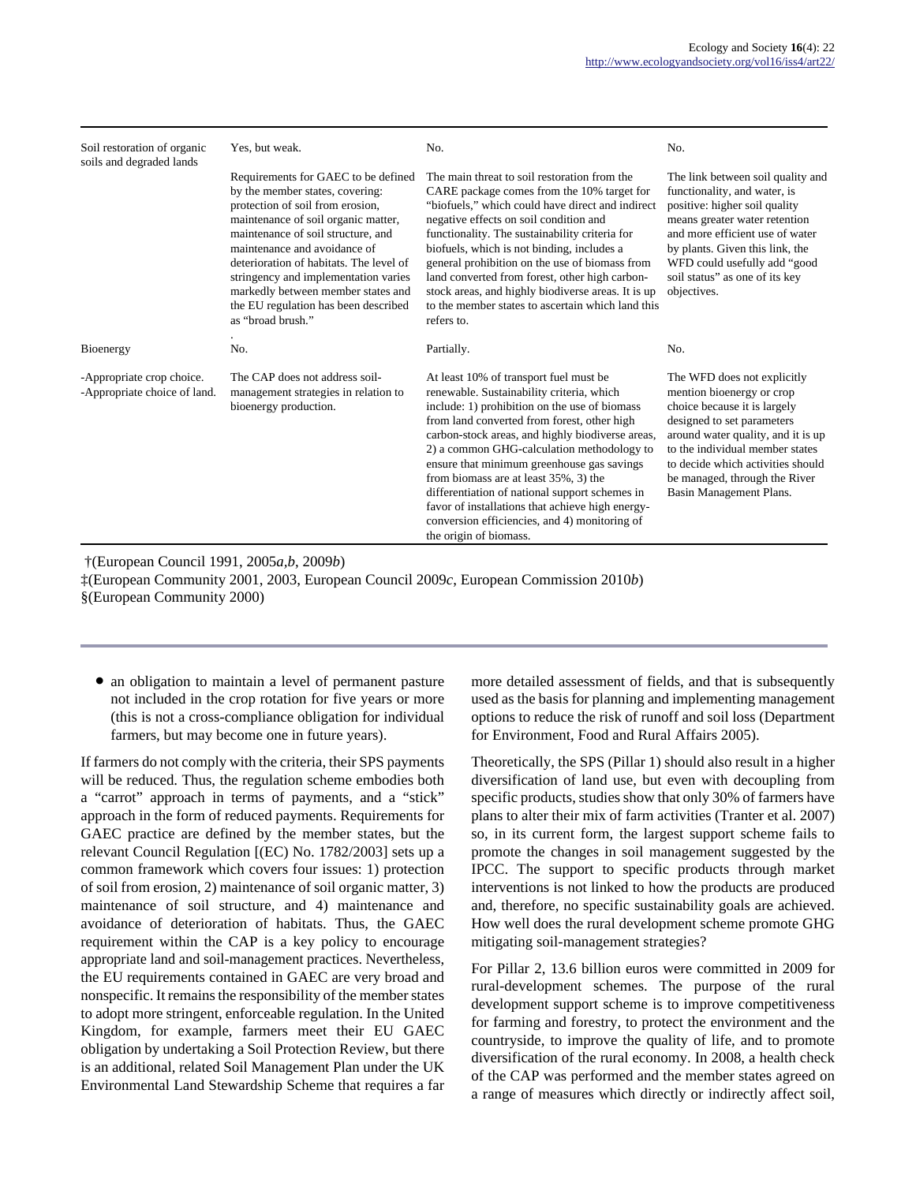| | | | |
|---|---|---|---|
| Soil restoration of organic soils and degraded lands | Yes, but weak. | No. | No. |
| | Requirements for GAEC to be defined by the member states, covering: protection of soil from erosion, maintenance of soil organic matter, maintenance of soil structure, and maintenance and avoidance of deterioration of habitats. The level of stringency and implementation varies markedly between member states and the EU regulation has been described as "broad brush." | The main threat to soil restoration from the CARE package comes from the 10% target for "biofuels," which could have direct and indirect negative effects on soil condition and functionality. The sustainability criteria for biofuels, which is not binding, includes a general prohibition on the use of biomass from land converted from forest, other high carbon-stock areas, and highly biodiverse areas. It is up to the member states to ascertain which land this refers to. | The link between soil quality and functionality, and water, is positive: higher soil quality means greater water retention and more efficient use of water by plants. Given this link, the WFD could usefully add "good soil status" as one of its key objectives. |
| Bioenergy | No. | Partially. | No. |
| -Appropriate crop choice. -Appropriate choice of land. | The CAP does not address soil-management strategies in relation to bioenergy production. | At least 10% of transport fuel must be renewable. Sustainability criteria, which include: 1) prohibition on the use of biomass from land converted from forest, other high carbon-stock areas, and highly biodiverse areas, 2) a common GHG-calculation methodology to ensure that minimum greenhouse gas savings from biomass are at least 35%, 3) the differentiation of national support schemes in favor of installations that achieve high energy-conversion efficiencies, and 4) monitoring of the origin of biomass. | The WFD does not explicitly mention bioenergy or crop choice because it is largely designed to set parameters around water quality, and it is up to the individual member states to decide which activities should be managed, through the River Basin Management Plans. |

†(European Council 1991, 2005*a*,*b*, 2009*b*)
‡(European Community 2001, 2003, European Council 2009*c*, European Commission 2010*b*)
§(European Community 2000)

- an obligation to maintain a level of permanent pasture not included in the crop rotation for five years or more (this is not a cross-compliance obligation for individual farmers, but may become one in future years).

If farmers do not comply with the criteria, their SPS payments will be reduced. Thus, the regulation scheme embodies both a "carrot" approach in terms of payments, and a "stick" approach in the form of reduced payments. Requirements for GAEC practice are defined by the member states, but the relevant Council Regulation [(EC) No. 1782/2003] sets up a common framework which covers four issues: 1) protection of soil from erosion, 2) maintenance of soil organic matter, 3) maintenance of soil structure, and 4) maintenance and avoidance of deterioration of habitats. Thus, the GAEC requirement within the CAP is a key policy to encourage appropriate land and soil-management practices. Nevertheless, the EU requirements contained in GAEC are very broad and nonspecific. It remains the responsibility of the member states to adopt more stringent, enforceable regulation. In the United Kingdom, for example, farmers meet their EU GAEC obligation by undertaking a Soil Protection Review, but there is an additional, related Soil Management Plan under the UK Environmental Land Stewardship Scheme that requires a far more detailed assessment of fields, and that is subsequently used as the basis for planning and implementing management options to reduce the risk of runoff and soil loss (Department for Environment, Food and Rural Affairs 2005).

Theoretically, the SPS (Pillar 1) should also result in a higher diversification of land use, but even with decoupling from specific products, studies show that only 30% of farmers have plans to alter their mix of farm activities (Tranter et al. 2007) so, in its current form, the largest support scheme fails to promote the changes in soil management suggested by the IPCC. The support to specific products through market interventions is not linked to how the products are produced and, therefore, no specific sustainability goals are achieved. How well does the rural development scheme promote GHG mitigating soil-management strategies?

For Pillar 2, 13.6 billion euros were committed in 2009 for rural-development schemes. The purpose of the rural development support scheme is to improve competitiveness for farming and forestry, to protect the environment and the countryside, to improve the quality of life, and to promote diversification of the rural economy. In 2008, a health check of the CAP was performed and the member states agreed on a range of measures which directly or indirectly affect soil,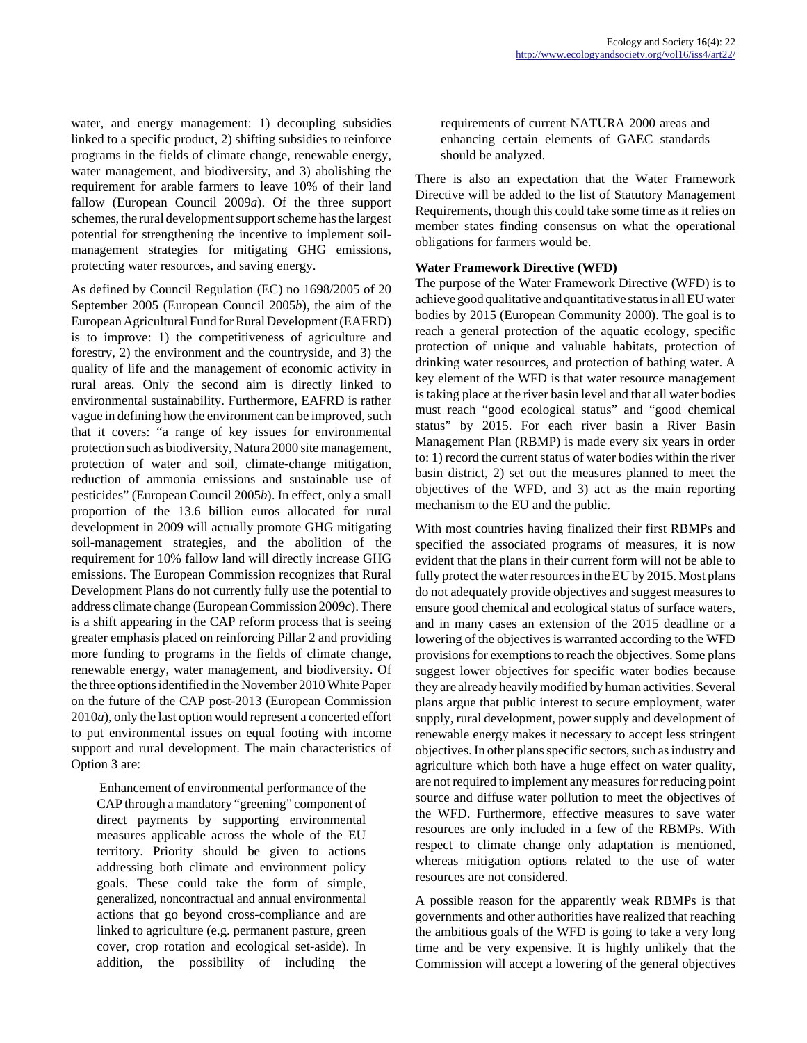water, and energy management: 1) decoupling subsidies linked to a specific product, 2) shifting subsidies to reinforce programs in the fields of climate change, renewable energy, water management, and biodiversity, and 3) abolishing the requirement for arable farmers to leave 10% of their land fallow (European Council 2009*a*). Of the three support schemes, the rural development support scheme has the largest potential for strengthening the incentive to implement soil-management strategies for mitigating GHG emissions, protecting water resources, and saving energy.

As defined by Council Regulation (EC) no 1698/2005 of 20 September 2005 (European Council 2005*b*), the aim of the European Agricultural Fund for Rural Development (EAFRD) is to improve: 1) the competitiveness of agriculture and forestry, 2) the environment and the countryside, and 3) the quality of life and the management of economic activity in rural areas. Only the second aim is directly linked to environmental sustainability. Furthermore, EAFRD is rather vague in defining how the environment can be improved, such that it covers: "a range of key issues for environmental protection such as biodiversity, Natura 2000 site management, protection of water and soil, climate-change mitigation, reduction of ammonia emissions and sustainable use of pesticides" (European Council 2005*b*). In effect, only a small proportion of the 13.6 billion euros allocated for rural development in 2009 will actually promote GHG mitigating soil-management strategies, and the abolition of the requirement for 10% fallow land will directly increase GHG emissions. The European Commission recognizes that Rural Development Plans do not currently fully use the potential to address climate change (European Commission 2009*c*). There is a shift appearing in the CAP reform process that is seeing greater emphasis placed on reinforcing Pillar 2 and providing more funding to programs in the fields of climate change, renewable energy, water management, and biodiversity. Of the three options identified in the November 2010 White Paper on the future of the CAP post-2013 (European Commission 2010*a*), only the last option would represent a concerted effort to put environmental issues on equal footing with income support and rural development. The main characteristics of Option 3 are:

> Enhancement of environmental performance of the CAP through a mandatory "greening" component of direct payments by supporting environmental measures applicable across the whole of the EU territory. Priority should be given to actions addressing both climate and environment policy goals. These could take the form of simple, generalized, noncontractual and annual environmental actions that go beyond cross-compliance and are linked to agriculture (e.g. permanent pasture, green cover, crop rotation and ecological set-aside). In addition, the possibility of including the requirements of current NATURA 2000 areas and enhancing certain elements of GAEC standards should be analyzed.

There is also an expectation that the Water Framework Directive will be added to the list of Statutory Management Requirements, though this could take some time as it relies on member states finding consensus on what the operational obligations for farmers would be.

### Water Framework Directive (WFD)

The purpose of the Water Framework Directive (WFD) is to achieve good qualitative and quantitative status in all EU water bodies by 2015 (European Community 2000). The goal is to reach a general protection of the aquatic ecology, specific protection of unique and valuable habitats, protection of drinking water resources, and protection of bathing water. A key element of the WFD is that water resource management is taking place at the river basin level and that all water bodies must reach "good ecological status" and "good chemical status" by 2015. For each river basin a River Basin Management Plan (RBMP) is made every six years in order to: 1) record the current status of water bodies within the river basin district, 2) set out the measures planned to meet the objectives of the WFD, and 3) act as the main reporting mechanism to the EU and the public.

With most countries having finalized their first RBMPs and specified the associated programs of measures, it is now evident that the plans in their current form will not be able to fully protect the water resources in the EU by 2015. Most plans do not adequately provide objectives and suggest measures to ensure good chemical and ecological status of surface waters, and in many cases an extension of the 2015 deadline or a lowering of the objectives is warranted according to the WFD provisions for exemptions to reach the objectives. Some plans suggest lower objectives for specific water bodies because they are already heavily modified by human activities. Several plans argue that public interest to secure employment, water supply, rural development, power supply and development of renewable energy makes it necessary to accept less stringent objectives. In other plans specific sectors, such as industry and agriculture which both have a huge effect on water quality, are not required to implement any measures for reducing point source and diffuse water pollution to meet the objectives of the WFD. Furthermore, effective measures to save water resources are only included in a few of the RBMPs. With respect to climate change only adaptation is mentioned, whereas mitigation options related to the use of water resources are not considered.

A possible reason for the apparently weak RBMPs is that governments and other authorities have realized that reaching the ambitious goals of the WFD is going to take a very long time and be very expensive. It is highly unlikely that the Commission will accept a lowering of the general objectives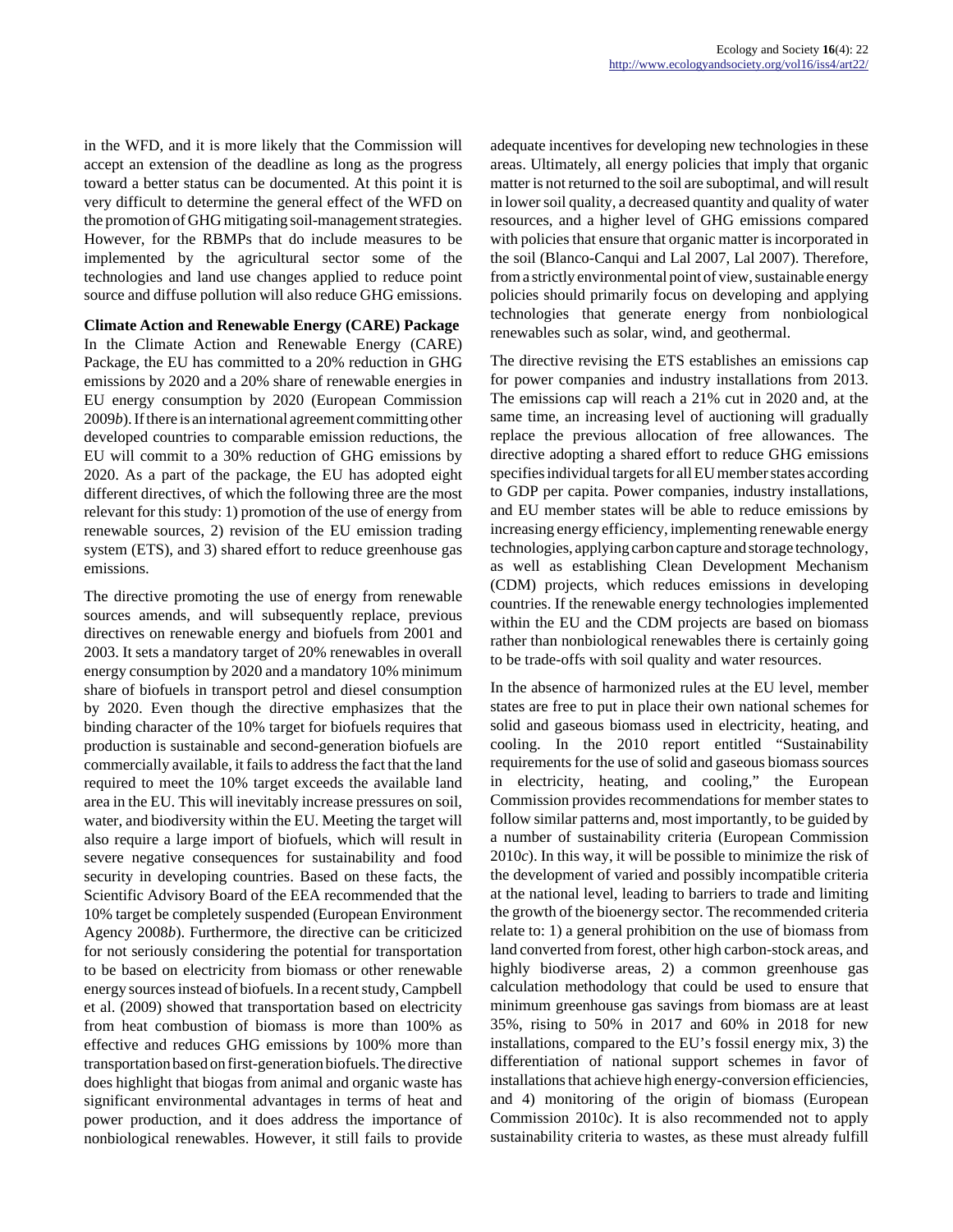in the WFD, and it is more likely that the Commission will accept an extension of the deadline as long as the progress toward a better status can be documented. At this point it is very difficult to determine the general effect of the WFD on the promotion of GHG mitigating soil-management strategies. However, for the RBMPs that do include measures to be implemented by the agricultural sector some of the technologies and land use changes applied to reduce point source and diffuse pollution will also reduce GHG emissions.

**Climate Action and Renewable Energy (CARE) Package**

In the Climate Action and Renewable Energy (CARE) Package, the EU has committed to a 20% reduction in GHG emissions by 2020 and a 20% share of renewable energies in EU energy consumption by 2020 (European Commission 2009*b*). If there is an international agreement committing other developed countries to comparable emission reductions, the EU will commit to a 30% reduction of GHG emissions by 2020. As a part of the package, the EU has adopted eight different directives, of which the following three are the most relevant for this study: 1) promotion of the use of energy from renewable sources, 2) revision of the EU emission trading system (ETS), and 3) shared effort to reduce greenhouse gas emissions.

The directive promoting the use of energy from renewable sources amends, and will subsequently replace, previous directives on renewable energy and biofuels from 2001 and 2003. It sets a mandatory target of 20% renewables in overall energy consumption by 2020 and a mandatory 10% minimum share of biofuels in transport petrol and diesel consumption by 2020. Even though the directive emphasizes that the binding character of the 10% target for biofuels requires that production is sustainable and second-generation biofuels are commercially available, it fails to address the fact that the land required to meet the 10% target exceeds the available land area in the EU. This will inevitably increase pressures on soil, water, and biodiversity within the EU. Meeting the target will also require a large import of biofuels, which will result in severe negative consequences for sustainability and food security in developing countries. Based on these facts, the Scientific Advisory Board of the EEA recommended that the 10% target be completely suspended (European Environment Agency 2008*b*). Furthermore, the directive can be criticized for not seriously considering the potential for transportation to be based on electricity from biomass or other renewable energy sources instead of biofuels. In a recent study, Campbell et al. (2009) showed that transportation based on electricity from heat combustion of biomass is more than 100% as effective and reduces GHG emissions by 100% more than transportation based on first-generation biofuels. The directive does highlight that biogas from animal and organic waste has significant environmental advantages in terms of heat and power production, and it does address the importance of nonbiological renewables. However, it still fails to provide adequate incentives for developing new technologies in these areas. Ultimately, all energy policies that imply that organic matter is not returned to the soil are suboptimal, and will result in lower soil quality, a decreased quantity and quality of water resources, and a higher level of GHG emissions compared with policies that ensure that organic matter is incorporated in the soil (Blanco-Canqui and Lal 2007, Lal 2007). Therefore, from a strictly environmental point of view, sustainable energy policies should primarily focus on developing and applying technologies that generate energy from nonbiological renewables such as solar, wind, and geothermal.

The directive revising the ETS establishes an emissions cap for power companies and industry installations from 2013. The emissions cap will reach a 21% cut in 2020 and, at the same time, an increasing level of auctioning will gradually replace the previous allocation of free allowances. The directive adopting a shared effort to reduce GHG emissions specifies individual targets for all EU member states according to GDP per capita. Power companies, industry installations, and EU member states will be able to reduce emissions by increasing energy efficiency, implementing renewable energy technologies, applying carbon capture and storage technology, as well as establishing Clean Development Mechanism (CDM) projects, which reduces emissions in developing countries. If the renewable energy technologies implemented within the EU and the CDM projects are based on biomass rather than nonbiological renewables there is certainly going to be trade-offs with soil quality and water resources.

In the absence of harmonized rules at the EU level, member states are free to put in place their own national schemes for solid and gaseous biomass used in electricity, heating, and cooling. In the 2010 report entitled "Sustainability requirements for the use of solid and gaseous biomass sources in electricity, heating, and cooling," the European Commission provides recommendations for member states to follow similar patterns and, most importantly, to be guided by a number of sustainability criteria (European Commission 2010*c*). In this way, it will be possible to minimize the risk of the development of varied and possibly incompatible criteria at the national level, leading to barriers to trade and limiting the growth of the bioenergy sector. The recommended criteria relate to: 1) a general prohibition on the use of biomass from land converted from forest, other high carbon-stock areas, and highly biodiverse areas, 2) a common greenhouse gas calculation methodology that could be used to ensure that minimum greenhouse gas savings from biomass are at least 35%, rising to 50% in 2017 and 60% in 2018 for new installations, compared to the EU's fossil energy mix, 3) the differentiation of national support schemes in favor of installations that achieve high energy-conversion efficiencies, and 4) monitoring of the origin of biomass (European Commission 2010*c*). It is also recommended not to apply sustainability criteria to wastes, as these must already fulfill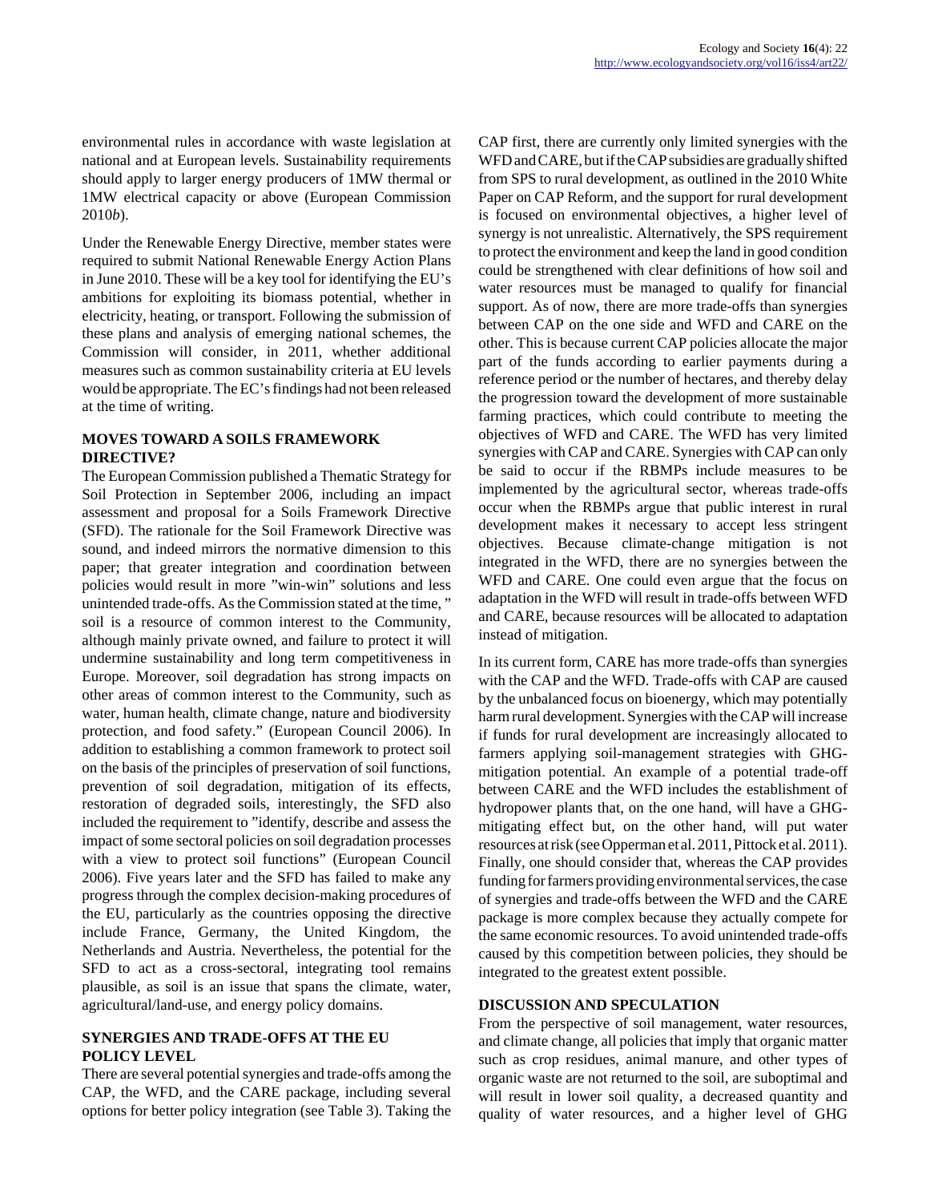environmental rules in accordance with waste legislation at national and at European levels. Sustainability requirements should apply to larger energy producers of 1MW thermal or 1MW electrical capacity or above (European Commission 2010*b*).

Under the Renewable Energy Directive, member states were required to submit National Renewable Energy Action Plans in June 2010. These will be a key tool for identifying the EU's ambitions for exploiting its biomass potential, whether in electricity, heating, or transport. Following the submission of these plans and analysis of emerging national schemes, the Commission will consider, in 2011, whether additional measures such as common sustainability criteria at EU levels would be appropriate. The EC's findings had not been released at the time of writing.

## MOVES TOWARD A SOILS FRAMEWORK DIRECTIVE?

The European Commission published a Thematic Strategy for Soil Protection in September 2006, including an impact assessment and proposal for a Soils Framework Directive (SFD). The rationale for the Soil Framework Directive was sound, and indeed mirrors the normative dimension to this paper; that greater integration and coordination between policies would result in more "win-win" solutions and less unintended trade-offs. As the Commission stated at the time, " soil is a resource of common interest to the Community, although mainly private owned, and failure to protect it will undermine sustainability and long term competitiveness in Europe. Moreover, soil degradation has strong impacts on other areas of common interest to the Community, such as water, human health, climate change, nature and biodiversity protection, and food safety." (European Council 2006). In addition to establishing a common framework to protect soil on the basis of the principles of preservation of soil functions, prevention of soil degradation, mitigation of its effects, restoration of degraded soils, interestingly, the SFD also included the requirement to "identify, describe and assess the impact of some sectoral policies on soil degradation processes with a view to protect soil functions" (European Council 2006). Five years later and the SFD has failed to make any progress through the complex decision-making procedures of the EU, particularly as the countries opposing the directive include France, Germany, the United Kingdom, the Netherlands and Austria. Nevertheless, the potential for the SFD to act as a cross-sectoral, integrating tool remains plausible, as soil is an issue that spans the climate, water, agricultural/land-use, and energy policy domains.

## SYNERGIES AND TRADE-OFFS AT THE EU POLICY LEVEL

There are several potential synergies and trade-offs among the CAP, the WFD, and the CARE package, including several options for better policy integration (see Table 3). Taking the CAP first, there are currently only limited synergies with the WFD and CARE, but if the CAP subsidies are gradually shifted from SPS to rural development, as outlined in the 2010 White Paper on CAP Reform, and the support for rural development is focused on environmental objectives, a higher level of synergy is not unrealistic. Alternatively, the SPS requirement to protect the environment and keep the land in good condition could be strengthened with clear definitions of how soil and water resources must be managed to qualify for financial support. As of now, there are more trade-offs than synergies between CAP on the one side and WFD and CARE on the other. This is because current CAP policies allocate the major part of the funds according to earlier payments during a reference period or the number of hectares, and thereby delay the progression toward the development of more sustainable farming practices, which could contribute to meeting the objectives of WFD and CARE. The WFD has very limited synergies with CAP and CARE. Synergies with CAP can only be said to occur if the RBMPs include measures to be implemented by the agricultural sector, whereas trade-offs occur when the RBMPs argue that public interest in rural development makes it necessary to accept less stringent objectives. Because climate-change mitigation is not integrated in the WFD, there are no synergies between the WFD and CARE. One could even argue that the focus on adaptation in the WFD will result in trade-offs between WFD and CARE, because resources will be allocated to adaptation instead of mitigation.

In its current form, CARE has more trade-offs than synergies with the CAP and the WFD. Trade-offs with CAP are caused by the unbalanced focus on bioenergy, which may potentially harm rural development. Synergies with the CAP will increase if funds for rural development are increasingly allocated to farmers applying soil-management strategies with GHG-mitigation potential. An example of a potential trade-off between CARE and the WFD includes the establishment of hydropower plants that, on the one hand, will have a GHG-mitigating effect but, on the other hand, will put water resources at risk (see Opperman et al. 2011, Pittock et al. 2011). Finally, one should consider that, whereas the CAP provides funding for farmers providing environmental services, the case of synergies and trade-offs between the WFD and the CARE package is more complex because they actually compete for the same economic resources. To avoid unintended trade-offs caused by this competition between policies, they should be integrated to the greatest extent possible.

## DISCUSSION AND SPECULATION

From the perspective of soil management, water resources, and climate change, all policies that imply that organic matter such as crop residues, animal manure, and other types of organic waste are not returned to the soil, are suboptimal and will result in lower soil quality, a decreased quantity and quality of water resources, and a higher level of GHG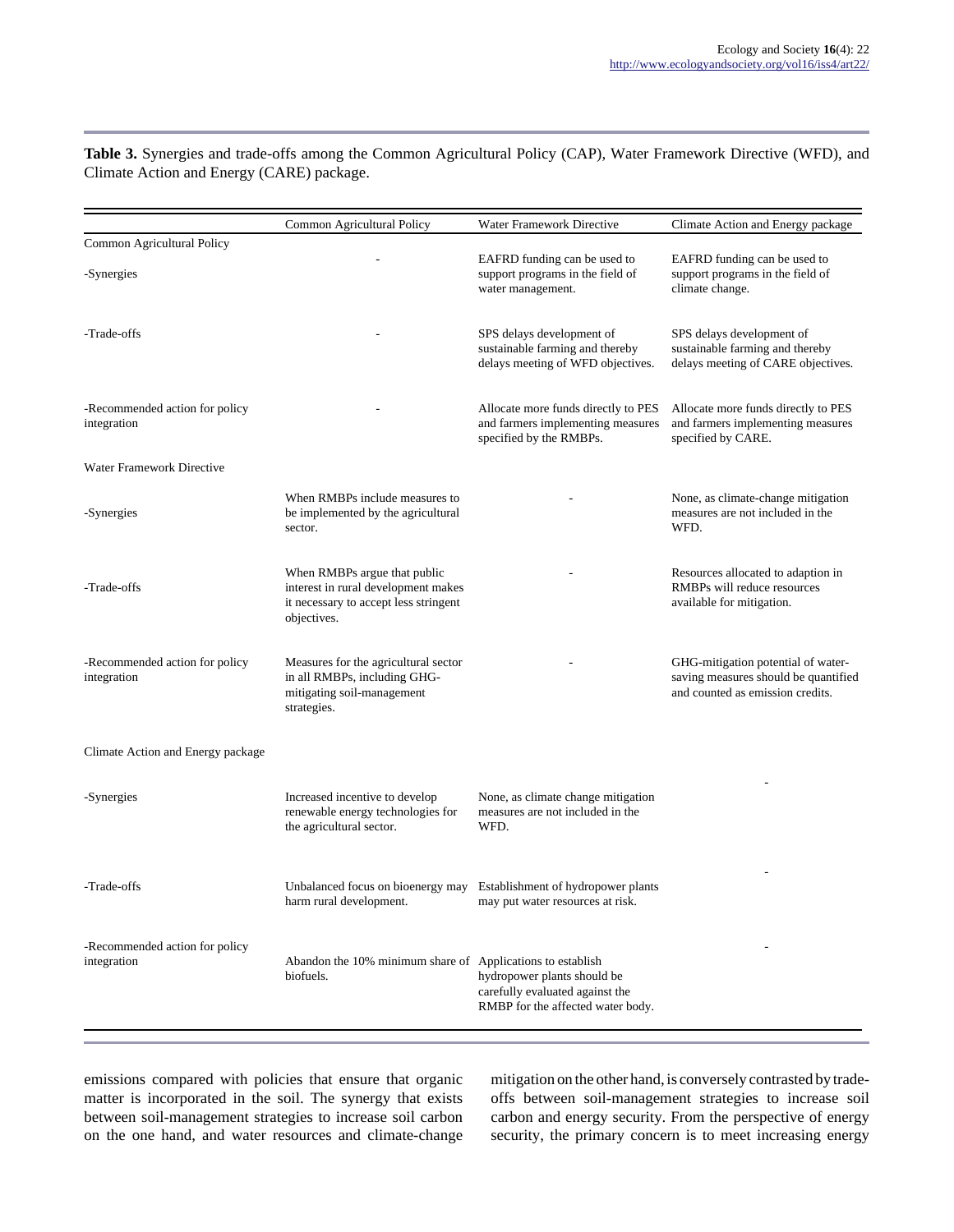**Table 3.** Synergies and trade-offs among the Common Agricultural Policy (CAP), Water Framework Directive (WFD), and Climate Action and Energy (CARE) package.

| | Common Agricultural Policy | Water Framework Directive | Climate Action and Energy package |
|---|---|---|---|
| Common Agricultural Policy | | | |
| -Synergies | - | EAFRD funding can be used to support programs in the field of water management. | EAFRD funding can be used to support programs in the field of climate change. |
| -Trade-offs | - | SPS delays development of sustainable farming and thereby delays meeting of WFD objectives. | SPS delays development of sustainable farming and thereby delays meeting of CARE objectives. |
| -Recommended action for policy integration | - | Allocate more funds directly to PES and farmers implementing measures specified by the RMBPs. | Allocate more funds directly to PES and farmers implementing measures specified by CARE. |
| Water Framework Directive | | | |
| -Synergies | When RMBPs include measures to be implemented by the agricultural sector. | - | None, as climate-change mitigation measures are not included in the WFD. |
| -Trade-offs | When RMBPs argue that public interest in rural development makes it necessary to accept less stringent objectives. | - | Resources allocated to adaption in RMBPs will reduce resources available for mitigation. |
| -Recommended action for policy integration | Measures for the agricultural sector in all RMBPs, including GHG-mitigating soil-management strategies. | - | GHG-mitigation potential of water-saving measures should be quantified and counted as emission credits. |
| Climate Action and Energy package | | | |
| -Synergies | Increased incentive to develop renewable energy technologies for the agricultural sector. | None, as climate change mitigation measures are not included in the WFD. | - |
| -Trade-offs | Unbalanced focus on bioenergy may harm rural development. | Establishment of hydropower plants may put water resources at risk. | - |
| -Recommended action for policy integration | Abandon the 10% minimum share of biofuels. | Applications to establish hydropower plants should be carefully evaluated against the RMBP for the affected water body. | - |

emissions compared with policies that ensure that organic matter is incorporated in the soil. The synergy that exists between soil-management strategies to increase soil carbon on the one hand, and water resources and climate-change mitigation on the other hand, is conversely contrasted by trade-offs between soil-management strategies to increase soil carbon and energy security. From the perspective of energy security, the primary concern is to meet increasing energy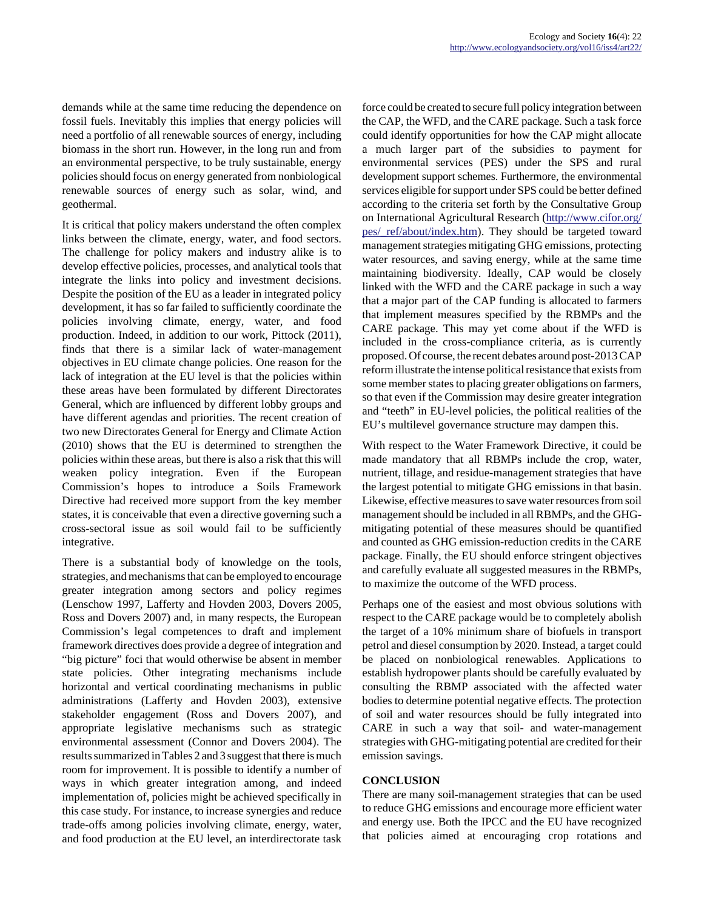demands while at the same time reducing the dependence on fossil fuels. Inevitably this implies that energy policies will need a portfolio of all renewable sources of energy, including biomass in the short run. However, in the long run and from an environmental perspective, to be truly sustainable, energy policies should focus on energy generated from nonbiological renewable sources of energy such as solar, wind, and geothermal.

It is critical that policy makers understand the often complex links between the climate, energy, water, and food sectors. The challenge for policy makers and industry alike is to develop effective policies, processes, and analytical tools that integrate the links into policy and investment decisions. Despite the position of the EU as a leader in integrated policy development, it has so far failed to sufficiently coordinate the policies involving climate, energy, water, and food production. Indeed, in addition to our work, Pittock (2011), finds that there is a similar lack of water-management objectives in EU climate change policies. One reason for the lack of integration at the EU level is that the policies within these areas have been formulated by different Directorates General, which are influenced by different lobby groups and have different agendas and priorities. The recent creation of two new Directorates General for Energy and Climate Action (2010) shows that the EU is determined to strengthen the policies within these areas, but there is also a risk that this will weaken policy integration. Even if the European Commission's hopes to introduce a Soils Framework Directive had received more support from the key member states, it is conceivable that even a directive governing such a cross-sectoral issue as soil would fail to be sufficiently integrative.

There is a substantial body of knowledge on the tools, strategies, and mechanisms that can be employed to encourage greater integration among sectors and policy regimes (Lenschow 1997, Lafferty and Hovden 2003, Dovers 2005, Ross and Dovers 2007) and, in many respects, the European Commission's legal competences to draft and implement framework directives does provide a degree of integration and "big picture" foci that would otherwise be absent in member state policies. Other integrating mechanisms include horizontal and vertical coordinating mechanisms in public administrations (Lafferty and Hovden 2003), extensive stakeholder engagement (Ross and Dovers 2007), and appropriate legislative mechanisms such as strategic environmental assessment (Connor and Dovers 2004). The results summarized in Tables 2 and 3 suggest that there is much room for improvement. It is possible to identify a number of ways in which greater integration among, and indeed implementation of, policies might be achieved specifically in this case study. For instance, to increase synergies and reduce trade-offs among policies involving climate, energy, water, and food production at the EU level, an interdirectorate task force could be created to secure full policy integration between the CAP, the WFD, and the CARE package. Such a task force could identify opportunities for how the CAP might allocate a much larger part of the subsidies to payment for environmental services (PES) under the SPS and rural development support schemes. Furthermore, the environmental services eligible for support under SPS could be better defined according to the criteria set forth by the Consultative Group on International Agricultural Research (http://www.cifor.org/pes/_ref/about/index.htm). They should be targeted toward management strategies mitigating GHG emissions, protecting water resources, and saving energy, while at the same time maintaining biodiversity. Ideally, CAP would be closely linked with the WFD and the CARE package in such a way that a major part of the CAP funding is allocated to farmers that implement measures specified by the RBMPs and the CARE package. This may yet come about if the WFD is included in the cross-compliance criteria, as is currently proposed. Of course, the recent debates around post-2013 CAP reform illustrate the intense political resistance that exists from some member states to placing greater obligations on farmers, so that even if the Commission may desire greater integration and "teeth" in EU-level policies, the political realities of the EU's multilevel governance structure may dampen this.

With respect to the Water Framework Directive, it could be made mandatory that all RBMPs include the crop, water, nutrient, tillage, and residue-management strategies that have the largest potential to mitigate GHG emissions in that basin. Likewise, effective measures to save water resources from soil management should be included in all RBMPs, and the GHG-mitigating potential of these measures should be quantified and counted as GHG emission-reduction credits in the CARE package. Finally, the EU should enforce stringent objectives and carefully evaluate all suggested measures in the RBMPs, to maximize the outcome of the WFD process.

Perhaps one of the easiest and most obvious solutions with respect to the CARE package would be to completely abolish the target of a 10% minimum share of biofuels in transport petrol and diesel consumption by 2020. Instead, a target could be placed on nonbiological renewables. Applications to establish hydropower plants should be carefully evaluated by consulting the RBMP associated with the affected water bodies to determine potential negative effects. The protection of soil and water resources should be fully integrated into CARE in such a way that soil- and water-management strategies with GHG-mitigating potential are credited for their emission savings.

## CONCLUSION

There are many soil-management strategies that can be used to reduce GHG emissions and encourage more efficient water and energy use. Both the IPCC and the EU have recognized that policies aimed at encouraging crop rotations and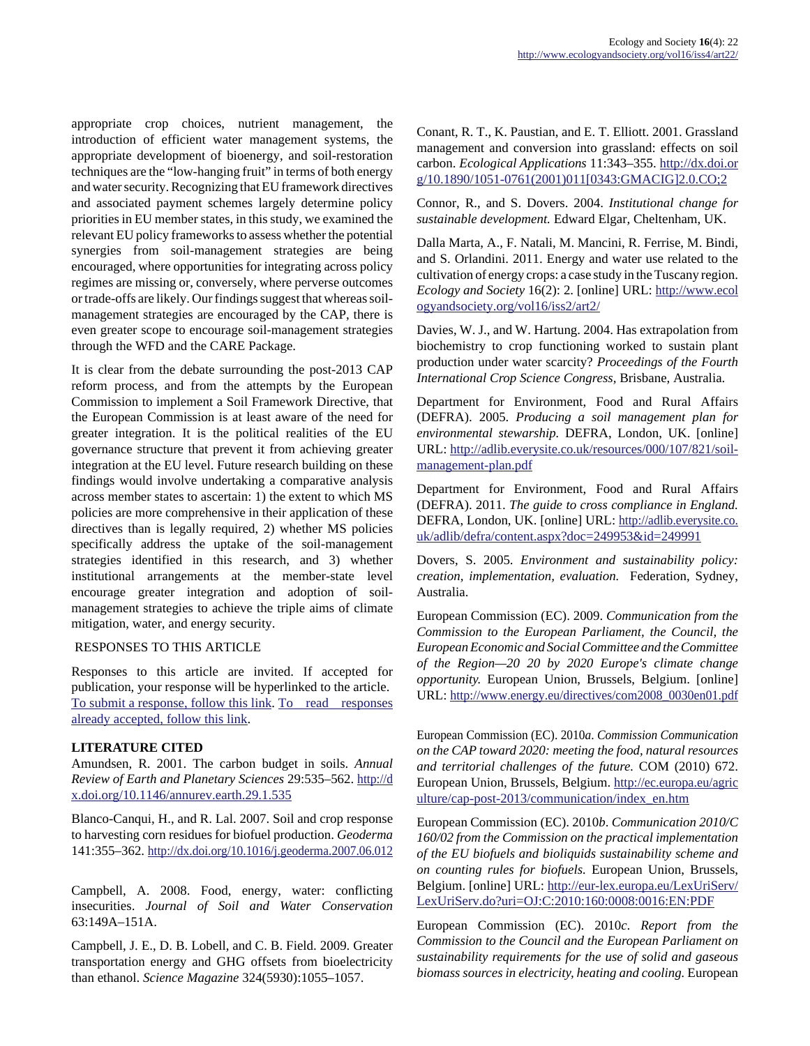appropriate crop choices, nutrient management, the introduction of efficient water management systems, the appropriate development of bioenergy, and soil-restoration techniques are the "low-hanging fruit" in terms of both energy and water security. Recognizing that EU framework directives and associated payment schemes largely determine policy priorities in EU member states, in this study, we examined the relevant EU policy frameworks to assess whether the potential synergies from soil-management strategies are being encouraged, where opportunities for integrating across policy regimes are missing or, conversely, where perverse outcomes or trade-offs are likely. Our findings suggest that whereas soil-management strategies are encouraged by the CAP, there is even greater scope to encourage soil-management strategies through the WFD and the CARE Package.

It is clear from the debate surrounding the post-2013 CAP reform process, and from the attempts by the European Commission to implement a Soil Framework Directive, that the European Commission is at least aware of the need for greater integration. It is the political realities of the EU governance structure that prevent it from achieving greater integration at the EU level. Future research building on these findings would involve undertaking a comparative analysis across member states to ascertain: 1) the extent to which MS policies are more comprehensive in their application of these directives than is legally required, 2) whether MS policies specifically address the uptake of the soil-management strategies identified in this research, and 3) whether institutional arrangements at the member-state level encourage greater integration and adoption of soil-management strategies to achieve the triple aims of climate mitigation, water, and energy security.

## RESPONSES TO THIS ARTICLE

Responses to this article are invited. If accepted for publication, your response will be hyperlinked to the article. To submit a response, follow this link. To read responses already accepted, follow this link.

## LITERATURE CITED

Amundsen, R. 2001. The carbon budget in soils. *Annual Review of Earth and Planetary Sciences* 29:535–562. http://dx.doi.org/10.1146/annurev.earth.29.1.535

Blanco-Canqui, H., and R. Lal. 2007. Soil and crop response to harvesting corn residues for biofuel production. *Geoderma* 141:355–362. http://dx.doi.org/10.1016/j.geoderma.2007.06.012

Campbell, A. 2008. Food, energy, water: conflicting insecurities. *Journal of Soil and Water Conservation* 63:149A–151A.

Campbell, J. E., D. B. Lobell, and C. B. Field. 2009. Greater transportation energy and GHG offsets from bioelectricity than ethanol. *Science Magazine* 324(5930):1055–1057.

Conant, R. T., K. Paustian, and E. T. Elliott. 2001. Grassland management and conversion into grassland: effects on soil carbon. *Ecological Applications* 11:343–355. http://dx.doi.org/10.1890/1051-0761(2001)011[0343:GMACIG]2.0.CO;2

Connor, R., and S. Dovers. 2004. *Institutional change for sustainable development.* Edward Elgar, Cheltenham, UK.

Dalla Marta, A., F. Natali, M. Mancini, R. Ferrise, M. Bindi, and S. Orlandini. 2011. Energy and water use related to the cultivation of energy crops: a case study in the Tuscany region. *Ecology and Society* 16(2): 2. [online] URL: http://www.ecologyandsociety.org/vol16/iss2/art2/

Davies, W. J., and W. Hartung. 2004. Has extrapolation from biochemistry to crop functioning worked to sustain plant production under water scarcity? *Proceedings of the Fourth International Crop Science Congress*, Brisbane, Australia.

Department for Environment, Food and Rural Affairs (DEFRA). 2005. *Producing a soil management plan for environmental stewardship.* DEFRA, London, UK. [online] URL: http://adlib.everysite.co.uk/resources/000/107/821/soil-management-plan.pdf

Department for Environment, Food and Rural Affairs (DEFRA). 2011. *The guide to cross compliance in England.* DEFRA, London, UK. [online] URL: http://adlib.everysite.co.uk/adlib/defra/content.aspx?doc=249953&id=249991

Dovers, S. 2005. *Environment and sustainability policy: creation, implementation, evaluation.* Federation, Sydney, Australia.

European Commission (EC). 2009. *Communication from the Commission to the European Parliament, the Council, the European Economic and Social Committee and the Committee of the Region—20 20 by 2020 Europe's climate change opportunity.* European Union, Brussels, Belgium. [online] URL: http://www.energy.eu/directives/com2008_0030en01.pdf

European Commission (EC). 2010*a*. *Commission Communication on the CAP toward 2020: meeting the food, natural resources and territorial challenges of the future.* COM (2010) 672. European Union, Brussels, Belgium. http://ec.europa.eu/agriculture/cap-post-2013/communication/index_en.htm

European Commission (EC). 2010*b*. *Communication 2010/C 160/02 from the Commission on the practical implementation of the EU biofuels and bioliquids sustainability scheme and on counting rules for biofuels.* European Union, Brussels, Belgium. [online] URL: http://eur-lex.europa.eu/LexUriServ/LexUriServ.do?uri=OJ:C:2010:160:0008:0016:EN:PDF

European Commission (EC). 2010*c*. *Report from the Commission to the Council and the European Parliament on sustainability requirements for the use of solid and gaseous biomass sources in electricity, heating and cooling.* European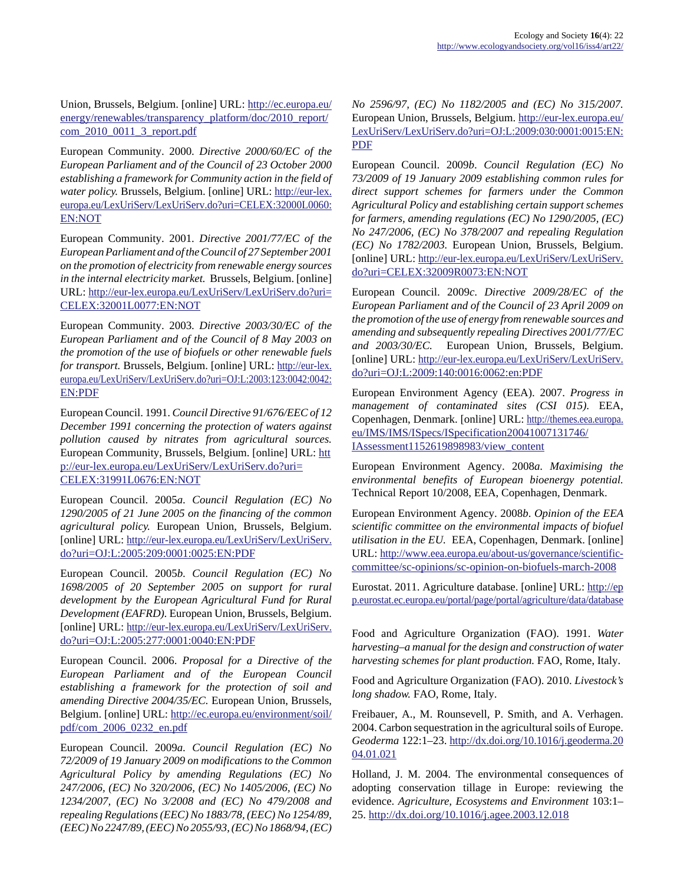Union, Brussels, Belgium. [online] URL: http://ec.europa.eu/energy/renewables/transparency_platform/doc/2010_report/com_2010_0011_3_report.pdf

European Community. 2000. *Directive 2000/60/EC of the European Parliament and of the Council of 23 October 2000 establishing a framework for Community action in the field of water policy.* Brussels, Belgium. [online] URL: http://eur-lex.europa.eu/LexUriServ/LexUriServ.do?uri=CELEX:32000L0060:EN:NOT

European Community. 2001. *Directive 2001/77/EC of the European Parliament and of the Council of 27 September 2001 on the promotion of electricity from renewable energy sources in the internal electricity market.* Brussels, Belgium. [online] URL: http://eur-lex.europa.eu/LexUriServ/LexUriServ.do?uri=CELEX:32001L0077:EN:NOT

European Community. 2003. *Directive 2003/30/EC of the European Parliament and of the Council of 8 May 2003 on the promotion of the use of biofuels or other renewable fuels for transport.* Brussels, Belgium. [online] URL: http://eur-lex.europa.eu/LexUriServ/LexUriServ.do?uri=OJ:L:2003:123:0042:0042:EN:PDF

European Council. 1991. *Council Directive 91/676/EEC of 12 December 1991 concerning the protection of waters against pollution caused by nitrates from agricultural sources.* European Community, Brussels, Belgium. [online] URL: http://eur-lex.europa.eu/LexUriServ/LexUriServ.do?uri=CELEX:31991L0676:EN:NOT

European Council. 2005*a*. *Council Regulation (EC) No 1290/2005 of 21 June 2005 on the financing of the common agricultural policy.* European Union, Brussels, Belgium. [online] URL: http://eur-lex.europa.eu/LexUriServ/LexUriServ.do?uri=OJ:L:2005:209:0001:0025:EN:PDF

European Council. 2005*b*. *Council Regulation (EC) No 1698/2005 of 20 September 2005 on support for rural development by the European Agricultural Fund for Rural Development (EAFRD).* European Union, Brussels, Belgium. [online] URL: http://eur-lex.europa.eu/LexUriServ/LexUriServ.do?uri=OJ:L:2005:277:0001:0040:EN:PDF

European Council. 2006. *Proposal for a Directive of the European Parliament and of the European Council establishing a framework for the protection of soil and amending Directive 2004/35/EC.* European Union, Brussels, Belgium. [online] URL: http://ec.europa.eu/environment/soil/pdf/com_2006_0232_en.pdf

European Council. 2009*a*. *Council Regulation (EC) No 72/2009 of 19 January 2009 on modifications to the Common Agricultural Policy by amending Regulations (EC) No 247/2006, (EC) No 320/2006, (EC) No 1405/2006, (EC) No 1234/2007, (EC) No 3/2008 and (EC) No 479/2008 and repealing Regulations (EEC) No 1883/78, (EEC) No 1254/89, (EEC) No 2247/89, (EEC) No 2055/93, (EC) No 1868/94, (EC) No 2596/97, (EC) No 1182/2005 and (EC) No 315/2007.* European Union, Brussels, Belgium. http://eur-lex.europa.eu/LexUriServ/LexUriServ.do?uri=OJ:L:2009:030:0001:0015:EN:PDF

European Council. 2009*b*. *Council Regulation (EC) No 73/2009 of 19 January 2009 establishing common rules for direct support schemes for farmers under the Common Agricultural Policy and establishing certain support schemes for farmers, amending regulations (EC) No 1290/2005, (EC) No 247/2006, (EC) No 378/2007 and repealing Regulation (EC) No 1782/2003.* European Union, Brussels, Belgium. [online] URL: http://eur-lex.europa.eu/LexUriServ/LexUriServ.do?uri=CELEX:32009R0073:EN:NOT

European Council. 2009*c*. *Directive 2009/28/EC of the European Parliament and of the Council of 23 April 2009 on the promotion of the use of energy from renewable sources and amending and subsequently repealing Directives 2001/77/EC and 2003/30/EC.* European Union, Brussels, Belgium. [online] URL: http://eur-lex.europa.eu/LexUriServ/LexUriServ.do?uri=OJ:L:2009:140:0016:0062:en:PDF

European Environment Agency (EEA). 2007. *Progress in management of contaminated sites (CSI 015).* EEA, Copenhagen, Denmark. [online] URL: http://themes.eea.europa.eu/IMS/IMS/ISpecs/ISpecification20041007131746/IAssessment1152619898983/view_content

European Environment Agency. 2008*a*. *Maximising the environmental benefits of European bioenergy potential.* Technical Report 10/2008, EEA, Copenhagen, Denmark.

European Environment Agency. 2008*b*. *Opinion of the EEA scientific committee on the environmental impacts of biofuel utilisation in the EU.* EEA, Copenhagen, Denmark. [online] URL: http://www.eea.europa.eu/about-us/governance/scientific-committee/sc-opinions/sc-opinion-on-biofuels-march-2008

Eurostat. 2011. Agriculture database. [online] URL: http://epp.eurostat.ec.europa.eu/portal/page/portal/agriculture/data/database

Food and Agriculture Organization (FAO). 1991. *Water harvesting–a manual for the design and construction of water harvesting schemes for plant production.* FAO, Rome, Italy.

Food and Agriculture Organization (FAO). 2010. *Livestock's long shadow.* FAO, Rome, Italy.

Freibauer, A., M. Rounsevell, P. Smith, and A. Verhagen. 2004. Carbon sequestration in the agricultural soils of Europe. *Geoderma* 122:1–23. http://dx.doi.org/10.1016/j.geoderma.2004.01.021

Holland, J. M. 2004. The environmental consequences of adopting conservation tillage in Europe: reviewing the evidence. *Agriculture, Ecosystems and Environment* 103:1–25. http://dx.doi.org/10.1016/j.agee.2003.12.018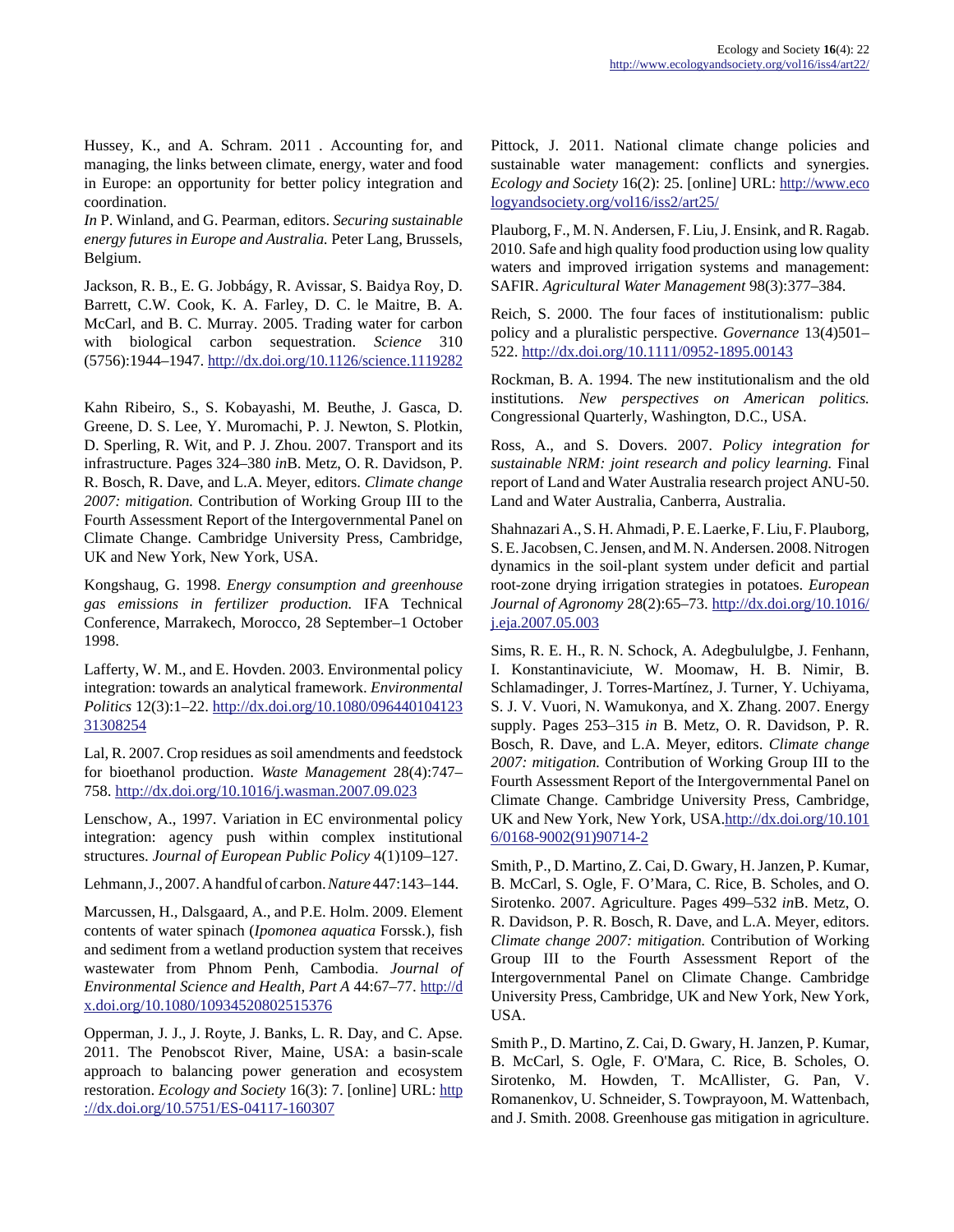Hussey, K., and A. Schram. 2011 . Accounting for, and managing, the links between climate, energy, water and food in Europe: an opportunity for better policy integration and coordination.
*In* P. Winland, and G. Pearman, editors. *Securing sustainable energy futures in Europe and Australia.* Peter Lang, Brussels, Belgium.

Jackson, R. B., E. G. Jobbágy, R. Avissar, S. Baidya Roy, D. Barrett, C.W. Cook, K. A. Farley, D. C. le Maitre, B. A. McCarl, and B. C. Murray. 2005. Trading water for carbon with biological carbon sequestration. *Science* 310 (5756):1944–1947. http://dx.doi.org/10.1126/science.1119282

Kahn Ribeiro, S., S. Kobayashi, M. Beuthe, J. Gasca, D. Greene, D. S. Lee, Y. Muromachi, P. J. Newton, S. Plotkin, D. Sperling, R. Wit, and P. J. Zhou. 2007. Transport and its infrastructure. Pages 324–380 *in*B. Metz, O. R. Davidson, P. R. Bosch, R. Dave, and L.A. Meyer, editors. *Climate change 2007: mitigation.* Contribution of Working Group III to the Fourth Assessment Report of the Intergovernmental Panel on Climate Change. Cambridge University Press, Cambridge, UK and New York, New York, USA.

Kongshaug, G. 1998. *Energy consumption and greenhouse gas emissions in fertilizer production.* IFA Technical Conference, Marrakech, Morocco, 28 September–1 October 1998.

Lafferty, W. M., and E. Hovden. 2003. Environmental policy integration: towards an analytical framework. *Environmental Politics* 12(3):1–22. http://dx.doi.org/10.1080/09644010412331308254

Lal, R. 2007. Crop residues as soil amendments and feedstock for bioethanol production. *Waste Management* 28(4):747–758. http://dx.doi.org/10.1016/j.wasman.2007.09.023

Lenschow, A., 1997. Variation in EC environmental policy integration: agency push within complex institutional structures. *Journal of European Public Policy* 4(1)109–127.

Lehmann, J., 2007. A handful of carbon. *Nature* 447:143–144.

Marcussen, H., Dalsgaard, A., and P.E. Holm. 2009. Element contents of water spinach (*Ipomonea aquatica* Forssk.), fish and sediment from a wetland production system that receives wastewater from Phnom Penh, Cambodia. *Journal of Environmental Science and Health, Part A* 44:67–77. http://dx.doi.org/10.1080/10934520802515376

Opperman, J. J., J. Royte, J. Banks, L. R. Day, and C. Apse. 2011. The Penobscot River, Maine, USA: a basin-scale approach to balancing power generation and ecosystem restoration. *Ecology and Society* 16(3): 7. [online] URL: http://dx.doi.org/10.5751/ES-04117-160307

Pittock, J. 2011. National climate change policies and sustainable water management: conflicts and synergies. *Ecology and Society* 16(2): 25. [online] URL: http://www.ecologyandsociety.org/vol16/iss2/art25/

Plauborg, F., M. N. Andersen, F. Liu, J. Ensink, and R. Ragab. 2010. Safe and high quality food production using low quality waters and improved irrigation systems and management: SAFIR. *Agricultural Water Management* 98(3):377–384.

Reich, S. 2000. The four faces of institutionalism: public policy and a pluralistic perspective. *Governance* 13(4)501–522. http://dx.doi.org/10.1111/0952-1895.00143

Rockman, B. A. 1994. The new institutionalism and the old institutions. *New perspectives on American politics.* Congressional Quarterly, Washington, D.C., USA.

Ross, A., and S. Dovers. 2007. *Policy integration for sustainable NRM: joint research and policy learning.* Final report of Land and Water Australia research project ANU-50. Land and Water Australia, Canberra, Australia.

Shahnazari A., S. H. Ahmadi, P. E. Laerke, F. Liu, F. Plauborg, S. E. Jacobsen, C. Jensen, and M. N. Andersen. 2008. Nitrogen dynamics in the soil-plant system under deficit and partial root-zone drying irrigation strategies in potatoes. *European Journal of Agronomy* 28(2):65–73. http://dx.doi.org/10.1016/j.eja.2007.05.003

Sims, R. E. H., R. N. Schock, A. Adegbululgbe, J. Fenhann, I. Konstantinaviciute, W. Moomaw, H. B. Nimir, B. Schlamadinger, J. Torres-Martínez, J. Turner, Y. Uchiyama, S. J. V. Vuori, N. Wamukonya, and X. Zhang. 2007. Energy supply. Pages 253–315 *in* B. Metz, O. R. Davidson, P. R. Bosch, R. Dave, and L.A. Meyer, editors. *Climate change 2007: mitigation.* Contribution of Working Group III to the Fourth Assessment Report of the Intergovernmental Panel on Climate Change. Cambridge University Press, Cambridge, UK and New York, New York, USA.http://dx.doi.org/10.1016/0168-9002(91)90714-2

Smith, P., D. Martino, Z. Cai, D. Gwary, H. Janzen, P. Kumar, B. McCarl, S. Ogle, F. O'Mara, C. Rice, B. Scholes, and O. Sirotenko. 2007. Agriculture. Pages 499–532 *in*B. Metz, O. R. Davidson, P. R. Bosch, R. Dave, and L.A. Meyer, editors. *Climate change 2007: mitigation.* Contribution of Working Group III to the Fourth Assessment Report of the Intergovernmental Panel on Climate Change. Cambridge University Press, Cambridge, UK and New York, New York, USA.

Smith P., D. Martino, Z. Cai, D. Gwary, H. Janzen, P. Kumar, B. McCarl, S. Ogle, F. O'Mara, C. Rice, B. Scholes, O. Sirotenko, M. Howden, T. McAllister, G. Pan, V. Romanenkov, U. Schneider, S. Towprayoon, M. Wattenbach, and J. Smith. 2008. Greenhouse gas mitigation in agriculture.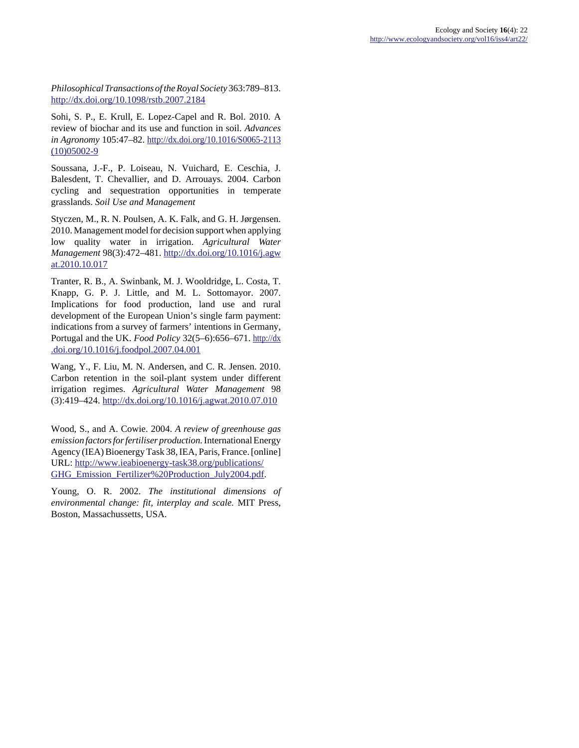*Philosophical Transactions of the Royal Society* 363:789–813. http://dx.doi.org/10.1098/rstb.2007.2184

Sohi, S. P., E. Krull, E. Lopez-Capel and R. Bol. 2010. A review of biochar and its use and function in soil. *Advances in Agronomy* 105:47–82. http://dx.doi.org/10.1016/S0065-2113(10)05002-9

Soussana, J.-F., P. Loiseau, N. Vuichard, E. Ceschia, J. Balesdent, T. Chevallier, and D. Arrouays. 2004. Carbon cycling and sequestration opportunities in temperate grasslands. *Soil Use and Management*

Styczen, M., R. N. Poulsen, A. K. Falk, and G. H. Jørgensen. 2010. Management model for decision support when applying low quality water in irrigation. *Agricultural Water Management* 98(3):472–481. http://dx.doi.org/10.1016/j.agwat.2010.10.017

Tranter, R. B., A. Swinbank, M. J. Wooldridge, L. Costa, T. Knapp, G. P. J. Little, and M. L. Sottomayor. 2007. Implications for food production, land use and rural development of the European Union's single farm payment: indications from a survey of farmers' intentions in Germany, Portugal and the UK. *Food Policy* 32(5–6):656–671. http://dx.doi.org/10.1016/j.foodpol.2007.04.001

Wang, Y., F. Liu, M. N. Andersen, and C. R. Jensen. 2010. Carbon retention in the soil-plant system under different irrigation regimes. *Agricultural Water Management* 98(3):419–424. http://dx.doi.org/10.1016/j.agwat.2010.07.010

Wood, S., and A. Cowie. 2004. *A review of greenhouse gas emission factors for fertiliser production.* International Energy Agency (IEA) Bioenergy Task 38, IEA, Paris, France. [online] URL: http://www.ieabioenergy-task38.org/publications/GHG_Emission_Fertilizer%20Production_July2004.pdf.

Young, O. R. 2002. *The institutional dimensions of environmental change: fit, interplay and scale.* MIT Press, Boston, Massachussetts, USA.